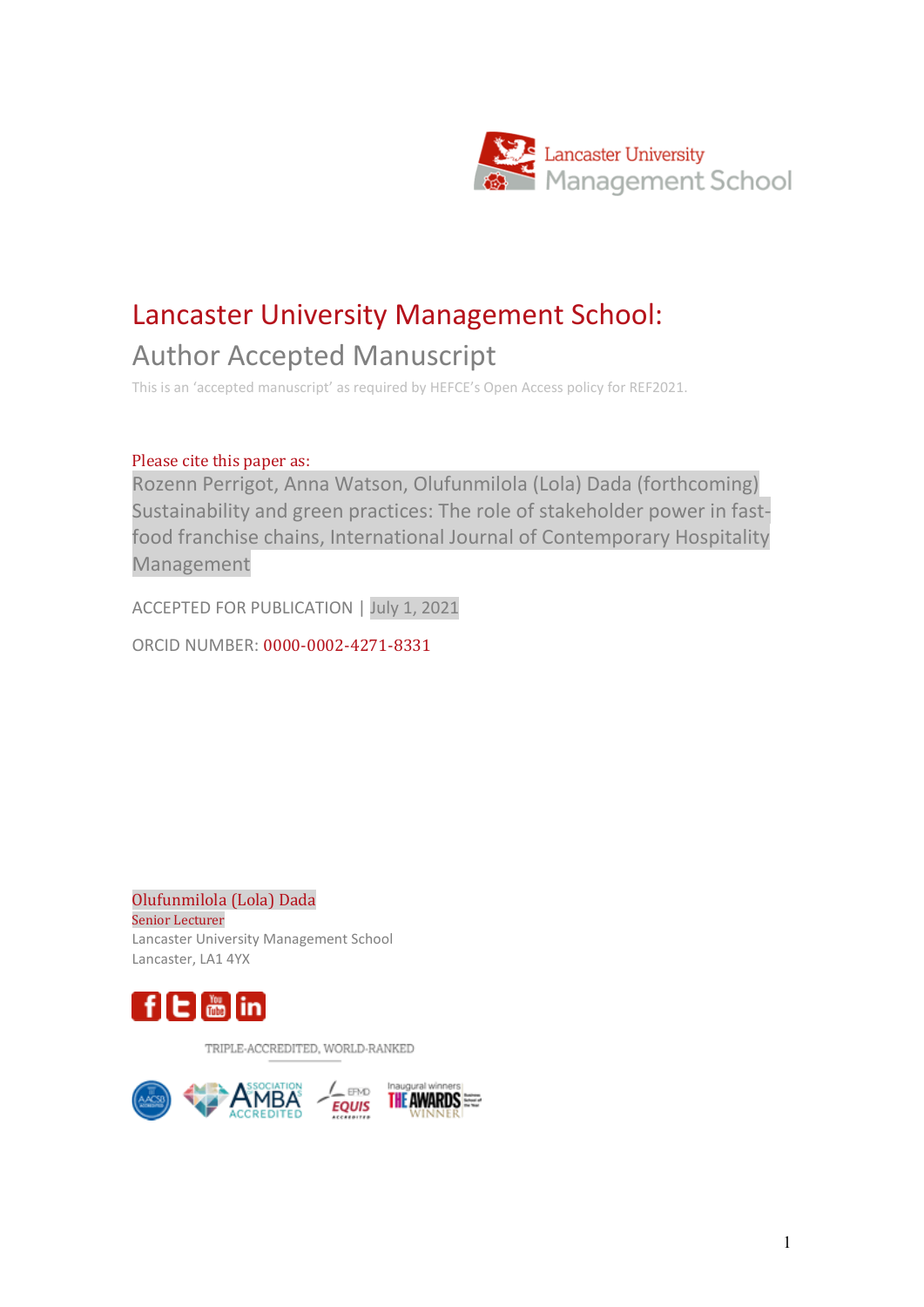Lancaster University Management School

# Lancaster University Management School:

## Author Accepted Manuscript

This is an 'accepted manuscript' as required by HEFCE's Open Access policy for REF2021.

Please cite this paper as:

Rozenn Perrigot, Anna Watson, Olufunmilola (Lola) Dada (forthcoming) Sustainability and green practices: The role of stakeholder power in fast-food franchise chains, International Journal of Contemporary Hospitality Management

ACCEPTED FOR PUBLICATION | July 1, 2021

ORCID NUMBER: 0000-0002-4271-8331

Olufunmilola (Lola) Dada
Senior Lecturer
Lancaster University Management School
Lancaster, LA1 4YX

TRIPLE-ACCREDITED, WORLD-RANKED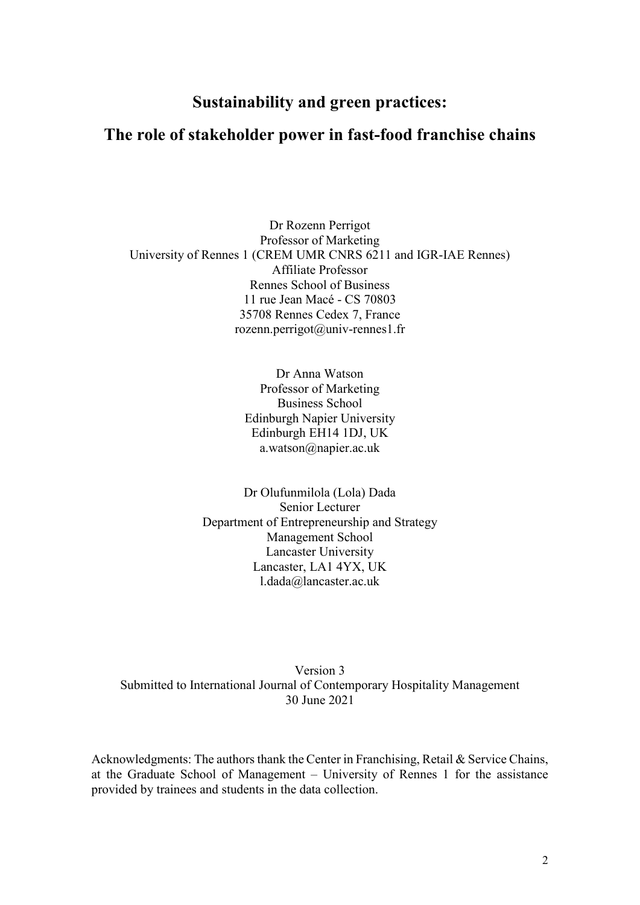# Sustainability and green practices:

# The role of stakeholder power in fast-food franchise chains

Dr Rozenn Perrigot
Professor of Marketing
University of Rennes 1 (CREM UMR CNRS 6211 and IGR-IAE Rennes)
Affiliate Professor
Rennes School of Business
11 rue Jean Macé - CS 70803
35708 Rennes Cedex 7, France
rozenn.perrigot@univ-rennes1.fr

Dr Anna Watson
Professor of Marketing
Business School
Edinburgh Napier University
Edinburgh EH14 1DJ, UK
a.watson@napier.ac.uk

Dr Olufunmilola (Lola) Dada
Senior Lecturer
Department of Entrepreneurship and Strategy
Management School
Lancaster University
Lancaster, LA1 4YX, UK
l.dada@lancaster.ac.uk

Version 3
Submitted to International Journal of Contemporary Hospitality Management
30 June 2021

Acknowledgments: The authors thank the Center in Franchising, Retail & Service Chains, at the Graduate School of Management – University of Rennes 1 for the assistance provided by trainees and students in the data collection.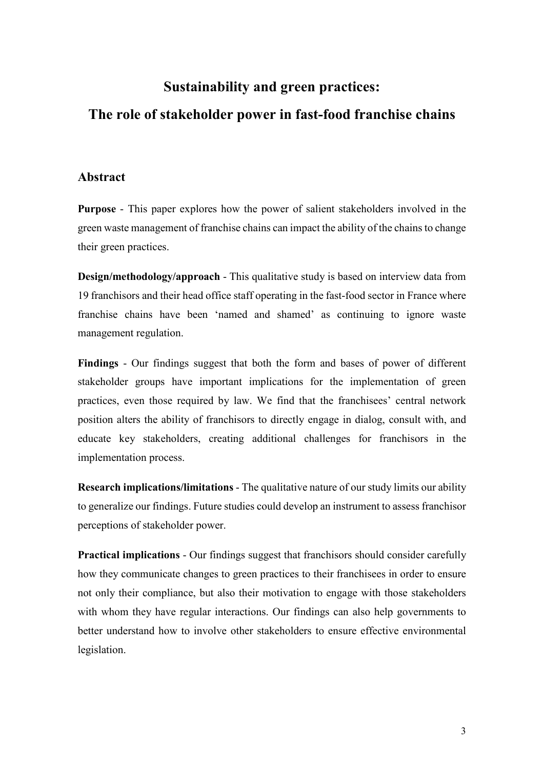# Sustainability and green practices:

# The role of stakeholder power in fast-food franchise chains

## Abstract

**Purpose** - This paper explores how the power of salient stakeholders involved in the green waste management of franchise chains can impact the ability of the chains to change their green practices.

**Design/methodology/approach** - This qualitative study is based on interview data from 19 franchisors and their head office staff operating in the fast-food sector in France where franchise chains have been 'named and shamed' as continuing to ignore waste management regulation.

**Findings** - Our findings suggest that both the form and bases of power of different stakeholder groups have important implications for the implementation of green practices, even those required by law. We find that the franchisees' central network position alters the ability of franchisors to directly engage in dialog, consult with, and educate key stakeholders, creating additional challenges for franchisors in the implementation process.

**Research implications/limitations** - The qualitative nature of our study limits our ability to generalize our findings. Future studies could develop an instrument to assess franchisor perceptions of stakeholder power.

**Practical implications** - Our findings suggest that franchisors should consider carefully how they communicate changes to green practices to their franchisees in order to ensure not only their compliance, but also their motivation to engage with those stakeholders with whom they have regular interactions. Our findings can also help governments to better understand how to involve other stakeholders to ensure effective environmental legislation.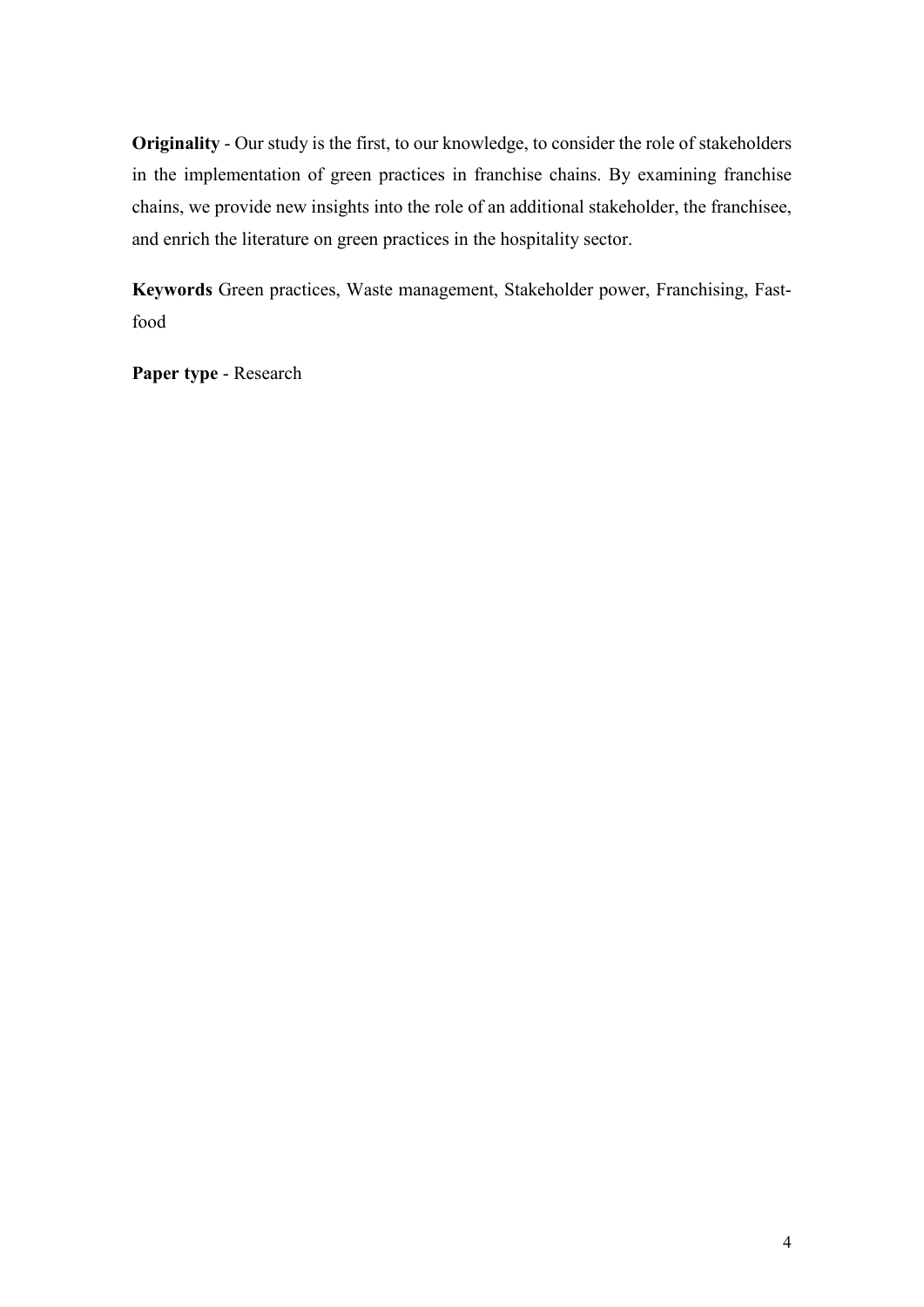**Originality** - Our study is the first, to our knowledge, to consider the role of stakeholders in the implementation of green practices in franchise chains. By examining franchise chains, we provide new insights into the role of an additional stakeholder, the franchisee, and enrich the literature on green practices in the hospitality sector.

**Keywords** Green practices, Waste management, Stakeholder power, Franchising, Fast-food

**Paper type** - Research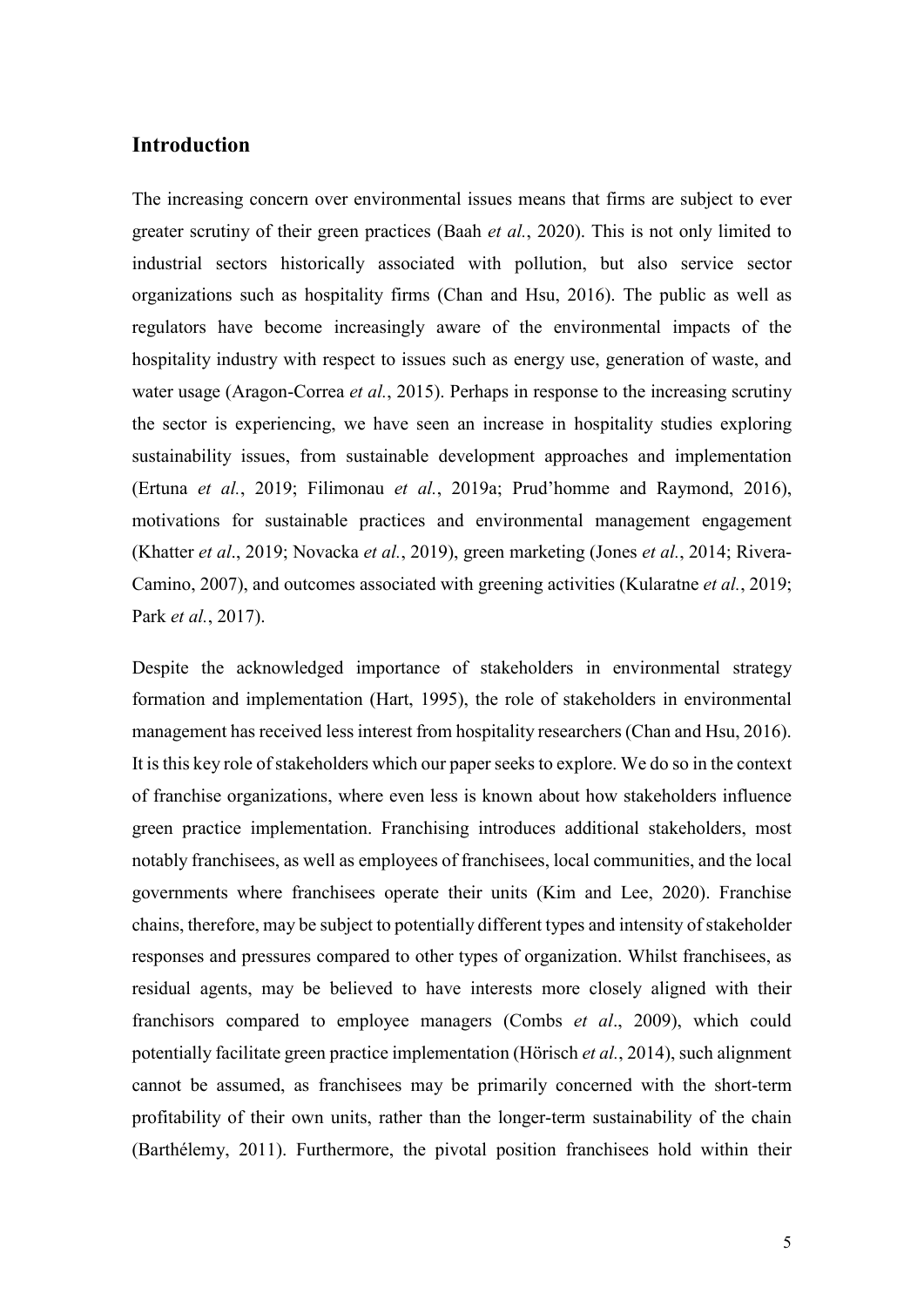## Introduction

The increasing concern over environmental issues means that firms are subject to ever greater scrutiny of their green practices (Baah *et al.*, 2020). This is not only limited to industrial sectors historically associated with pollution, but also service sector organizations such as hospitality firms (Chan and Hsu, 2016). The public as well as regulators have become increasingly aware of the environmental impacts of the hospitality industry with respect to issues such as energy use, generation of waste, and water usage (Aragon-Correa *et al.*, 2015). Perhaps in response to the increasing scrutiny the sector is experiencing, we have seen an increase in hospitality studies exploring sustainability issues, from sustainable development approaches and implementation (Ertuna *et al.*, 2019; Filimonau *et al.*, 2019a; Prud'homme and Raymond, 2016), motivations for sustainable practices and environmental management engagement (Khatter *et al*., 2019; Novacka *et al.*, 2019), green marketing (Jones *et al.*, 2014; Rivera-Camino, 2007), and outcomes associated with greening activities (Kularatne *et al.*, 2019; Park *et al.*, 2017).

Despite the acknowledged importance of stakeholders in environmental strategy formation and implementation (Hart, 1995), the role of stakeholders in environmental management has received less interest from hospitality researchers (Chan and Hsu, 2016). It is this key role of stakeholders which our paper seeks to explore. We do so in the context of franchise organizations, where even less is known about how stakeholders influence green practice implementation. Franchising introduces additional stakeholders, most notably franchisees, as well as employees of franchisees, local communities, and the local governments where franchisees operate their units (Kim and Lee, 2020). Franchise chains, therefore, may be subject to potentially different types and intensity of stakeholder responses and pressures compared to other types of organization. Whilst franchisees, as residual agents, may be believed to have interests more closely aligned with their franchisors compared to employee managers (Combs *et al*., 2009), which could potentially facilitate green practice implementation (Hörisch *et al.*, 2014), such alignment cannot be assumed, as franchisees may be primarily concerned with the short-term profitability of their own units, rather than the longer-term sustainability of the chain (Barthélemy, 2011). Furthermore, the pivotal position franchisees hold within their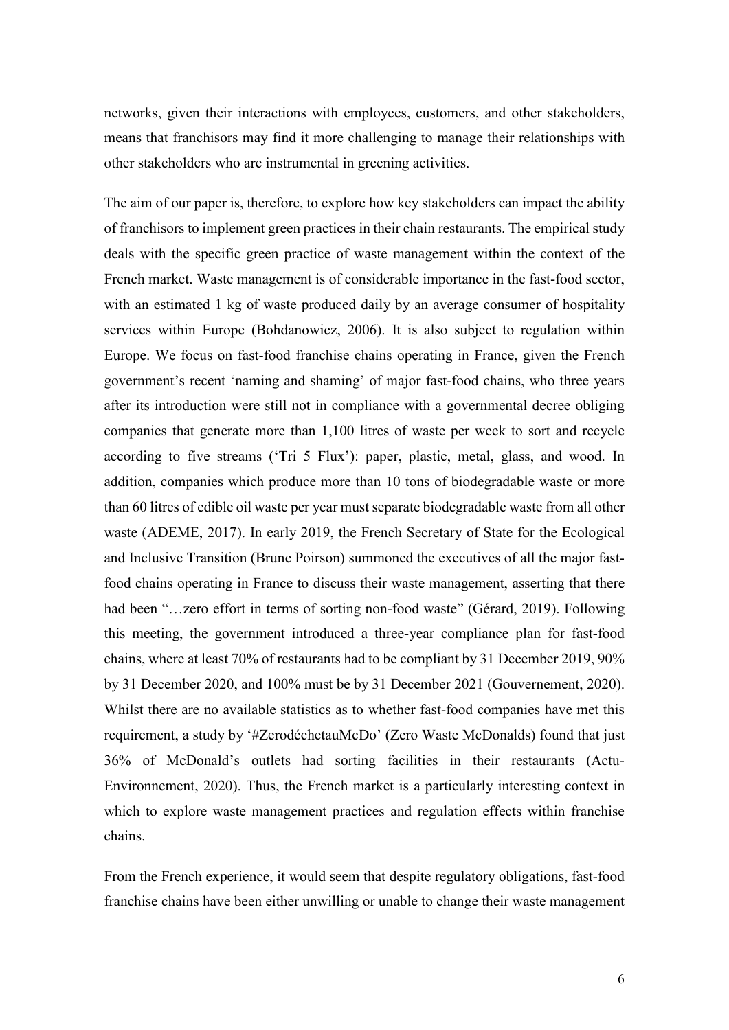networks, given their interactions with employees, customers, and other stakeholders, means that franchisors may find it more challenging to manage their relationships with other stakeholders who are instrumental in greening activities.

The aim of our paper is, therefore, to explore how key stakeholders can impact the ability of franchisors to implement green practices in their chain restaurants. The empirical study deals with the specific green practice of waste management within the context of the French market. Waste management is of considerable importance in the fast-food sector, with an estimated 1 kg of waste produced daily by an average consumer of hospitality services within Europe (Bohdanowicz, 2006). It is also subject to regulation within Europe. We focus on fast-food franchise chains operating in France, given the French government's recent 'naming and shaming' of major fast-food chains, who three years after its introduction were still not in compliance with a governmental decree obliging companies that generate more than 1,100 litres of waste per week to sort and recycle according to five streams ('Tri 5 Flux'): paper, plastic, metal, glass, and wood. In addition, companies which produce more than 10 tons of biodegradable waste or more than 60 litres of edible oil waste per year must separate biodegradable waste from all other waste (ADEME, 2017). In early 2019, the French Secretary of State for the Ecological and Inclusive Transition (Brune Poirson) summoned the executives of all the major fast-food chains operating in France to discuss their waste management, asserting that there had been "…zero effort in terms of sorting non-food waste" (Gérard, 2019). Following this meeting, the government introduced a three-year compliance plan for fast-food chains, where at least 70% of restaurants had to be compliant by 31 December 2019, 90% by 31 December 2020, and 100% must be by 31 December 2021 (Gouvernement, 2020). Whilst there are no available statistics as to whether fast-food companies have met this requirement, a study by '#ZerodéchetauMcDo' (Zero Waste McDonalds) found that just 36% of McDonald's outlets had sorting facilities in their restaurants (Actu-Environnement, 2020). Thus, the French market is a particularly interesting context in which to explore waste management practices and regulation effects within franchise chains.

From the French experience, it would seem that despite regulatory obligations, fast-food franchise chains have been either unwilling or unable to change their waste management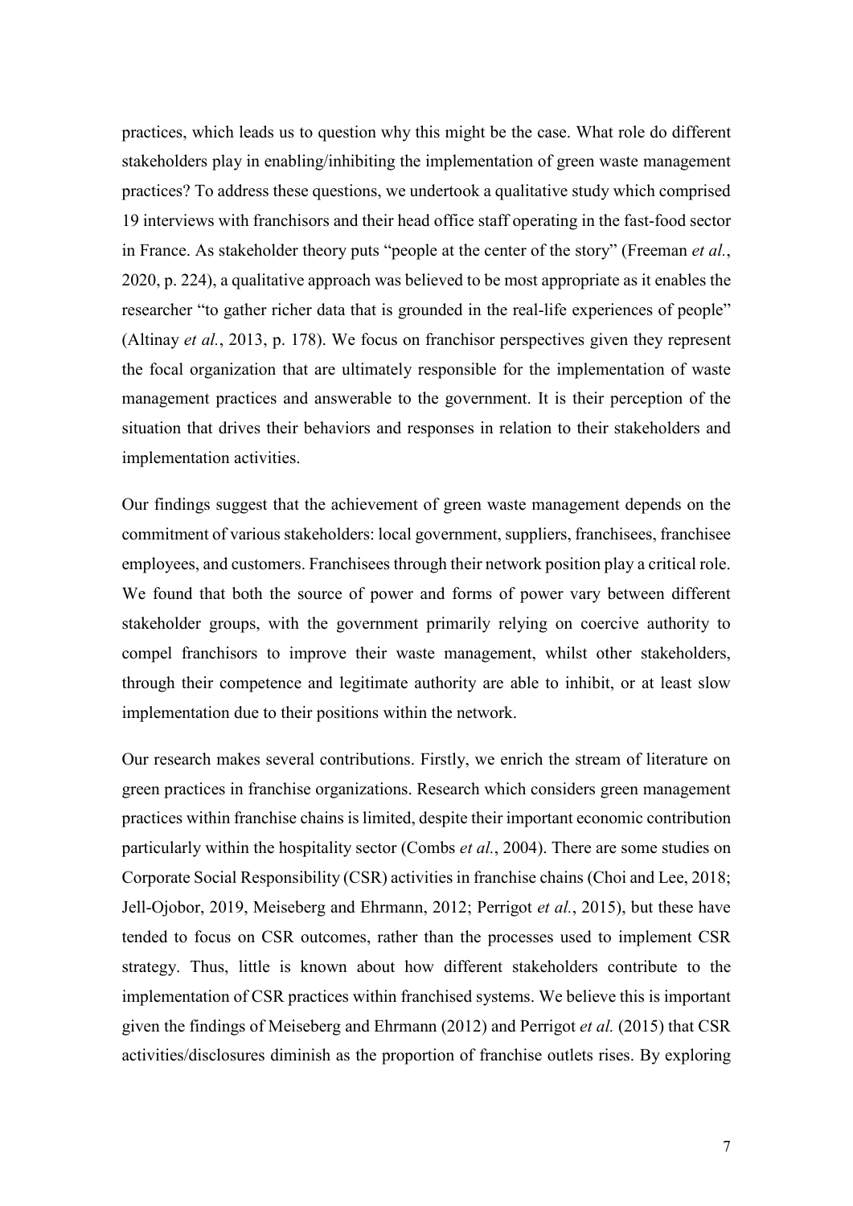practices, which leads us to question why this might be the case. What role do different stakeholders play in enabling/inhibiting the implementation of green waste management practices? To address these questions, we undertook a qualitative study which comprised 19 interviews with franchisors and their head office staff operating in the fast-food sector in France. As stakeholder theory puts "people at the center of the story" (Freeman *et al.*, 2020, p. 224), a qualitative approach was believed to be most appropriate as it enables the researcher "to gather richer data that is grounded in the real-life experiences of people" (Altinay *et al.*, 2013, p. 178). We focus on franchisor perspectives given they represent the focal organization that are ultimately responsible for the implementation of waste management practices and answerable to the government. It is their perception of the situation that drives their behaviors and responses in relation to their stakeholders and implementation activities.

Our findings suggest that the achievement of green waste management depends on the commitment of various stakeholders: local government, suppliers, franchisees, franchisee employees, and customers. Franchisees through their network position play a critical role. We found that both the source of power and forms of power vary between different stakeholder groups, with the government primarily relying on coercive authority to compel franchisors to improve their waste management, whilst other stakeholders, through their competence and legitimate authority are able to inhibit, or at least slow implementation due to their positions within the network.

Our research makes several contributions. Firstly, we enrich the stream of literature on green practices in franchise organizations. Research which considers green management practices within franchise chains is limited, despite their important economic contribution particularly within the hospitality sector (Combs *et al.*, 2004). There are some studies on Corporate Social Responsibility (CSR) activities in franchise chains (Choi and Lee, 2018; Jell-Ojobor, 2019, Meiseberg and Ehrmann, 2012; Perrigot *et al.*, 2015), but these have tended to focus on CSR outcomes, rather than the processes used to implement CSR strategy. Thus, little is known about how different stakeholders contribute to the implementation of CSR practices within franchised systems. We believe this is important given the findings of Meiseberg and Ehrmann (2012) and Perrigot *et al.* (2015) that CSR activities/disclosures diminish as the proportion of franchise outlets rises. By exploring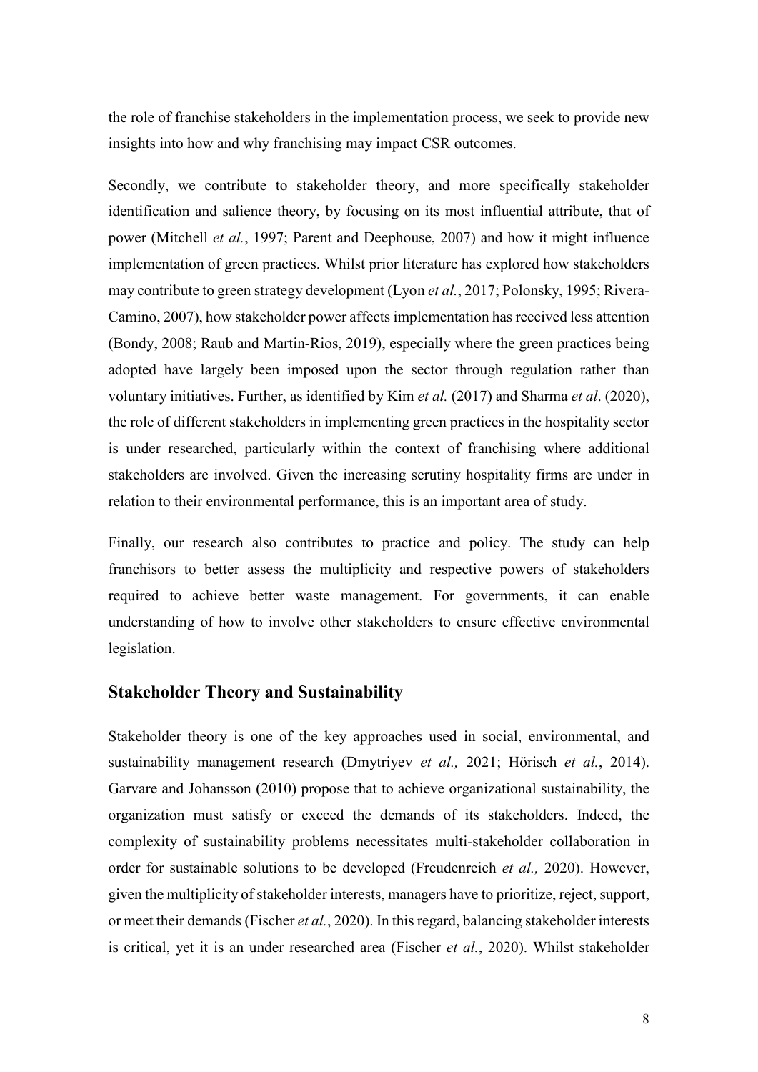the role of franchise stakeholders in the implementation process, we seek to provide new insights into how and why franchising may impact CSR outcomes.

Secondly, we contribute to stakeholder theory, and more specifically stakeholder identification and salience theory, by focusing on its most influential attribute, that of power (Mitchell *et al.*, 1997; Parent and Deephouse, 2007) and how it might influence implementation of green practices. Whilst prior literature has explored how stakeholders may contribute to green strategy development (Lyon *et al.*, 2017; Polonsky, 1995; Rivera-Camino, 2007), how stakeholder power affects implementation has received less attention (Bondy, 2008; Raub and Martin-Rios, 2019), especially where the green practices being adopted have largely been imposed upon the sector through regulation rather than voluntary initiatives. Further, as identified by Kim *et al.* (2017) and Sharma *et al*. (2020), the role of different stakeholders in implementing green practices in the hospitality sector is under researched, particularly within the context of franchising where additional stakeholders are involved. Given the increasing scrutiny hospitality firms are under in relation to their environmental performance, this is an important area of study.

Finally, our research also contributes to practice and policy. The study can help franchisors to better assess the multiplicity and respective powers of stakeholders required to achieve better waste management. For governments, it can enable understanding of how to involve other stakeholders to ensure effective environmental legislation.

## Stakeholder Theory and Sustainability

Stakeholder theory is one of the key approaches used in social, environmental, and sustainability management research (Dmytriyev *et al.,* 2021; Hörisch *et al.*, 2014). Garvare and Johansson (2010) propose that to achieve organizational sustainability, the organization must satisfy or exceed the demands of its stakeholders. Indeed, the complexity of sustainability problems necessitates multi-stakeholder collaboration in order for sustainable solutions to be developed (Freudenreich *et al.,* 2020). However, given the multiplicity of stakeholder interests, managers have to prioritize, reject, support, or meet their demands (Fischer *et al.*, 2020). In this regard, balancing stakeholder interests is critical, yet it is an under researched area (Fischer *et al.*, 2020). Whilst stakeholder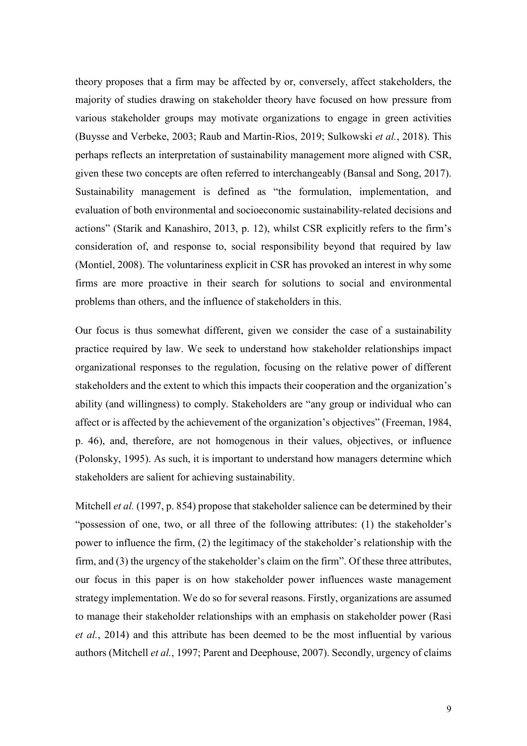theory proposes that a firm may be affected by or, conversely, affect stakeholders, the majority of studies drawing on stakeholder theory have focused on how pressure from various stakeholder groups may motivate organizations to engage in green activities (Buysse and Verbeke, 2003; Raub and Martin-Rios, 2019; Sulkowski *et al.*, 2018). This perhaps reflects an interpretation of sustainability management more aligned with CSR, given these two concepts are often referred to interchangeably (Bansal and Song, 2017). Sustainability management is defined as "the formulation, implementation, and evaluation of both environmental and socioeconomic sustainability-related decisions and actions" (Starik and Kanashiro, 2013, p. 12), whilst CSR explicitly refers to the firm's consideration of, and response to, social responsibility beyond that required by law (Montiel, 2008). The voluntariness explicit in CSR has provoked an interest in why some firms are more proactive in their search for solutions to social and environmental problems than others, and the influence of stakeholders in this.

Our focus is thus somewhat different, given we consider the case of a sustainability practice required by law. We seek to understand how stakeholder relationships impact organizational responses to the regulation, focusing on the relative power of different stakeholders and the extent to which this impacts their cooperation and the organization's ability (and willingness) to comply. Stakeholders are "any group or individual who can affect or is affected by the achievement of the organization's objectives" (Freeman, 1984, p. 46), and, therefore, are not homogenous in their values, objectives, or influence (Polonsky, 1995). As such, it is important to understand how managers determine which stakeholders are salient for achieving sustainability.

Mitchell *et al.* (1997, p. 854) propose that stakeholder salience can be determined by their "possession of one, two, or all three of the following attributes: (1) the stakeholder's power to influence the firm, (2) the legitimacy of the stakeholder's relationship with the firm, and (3) the urgency of the stakeholder's claim on the firm". Of these three attributes, our focus in this paper is on how stakeholder power influences waste management strategy implementation. We do so for several reasons. Firstly, organizations are assumed to manage their stakeholder relationships with an emphasis on stakeholder power (Rasi *et al.*, 2014) and this attribute has been deemed to be the most influential by various authors (Mitchell *et al.*, 1997; Parent and Deephouse, 2007). Secondly, urgency of claims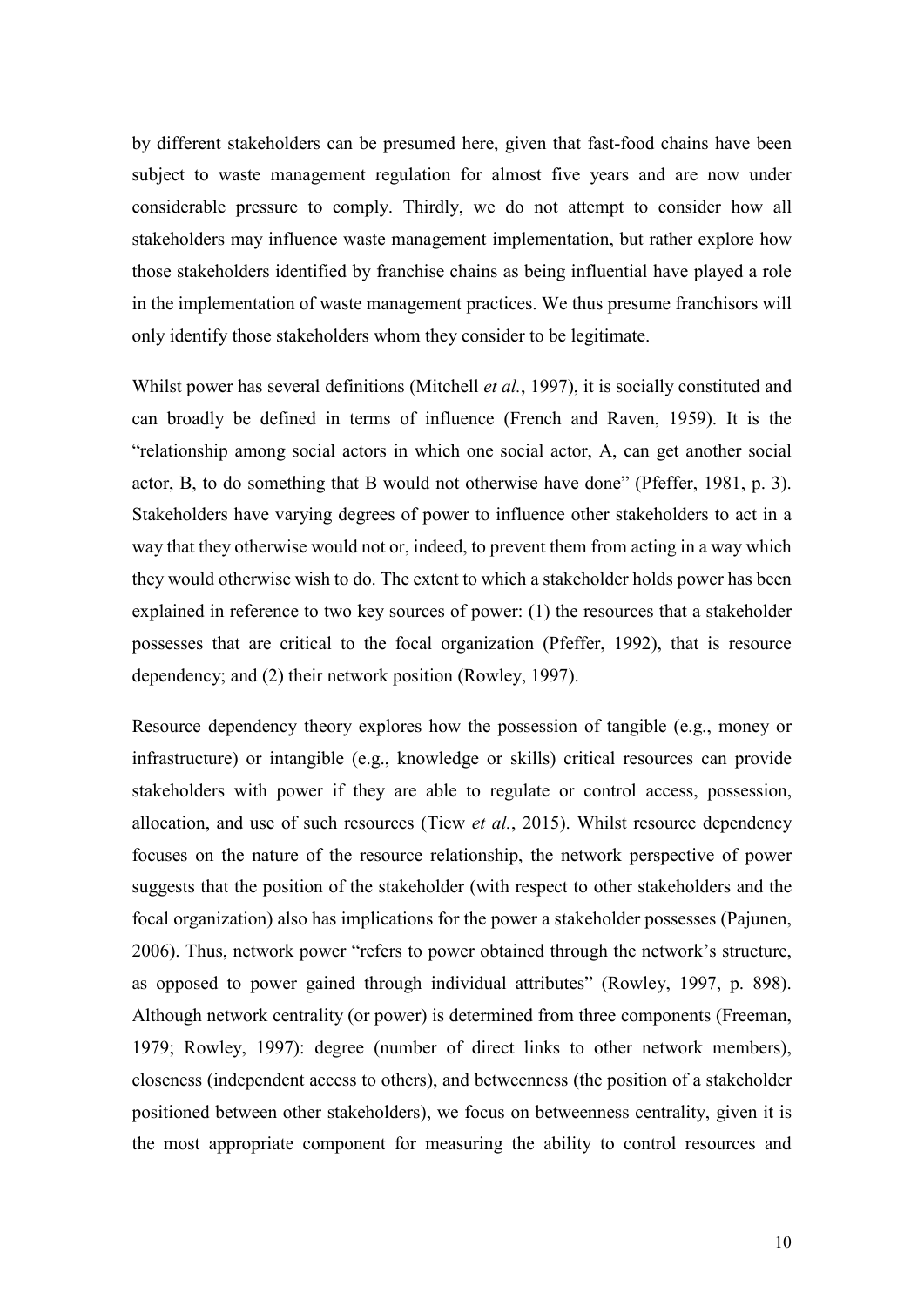by different stakeholders can be presumed here, given that fast-food chains have been subject to waste management regulation for almost five years and are now under considerable pressure to comply. Thirdly, we do not attempt to consider how all stakeholders may influence waste management implementation, but rather explore how those stakeholders identified by franchise chains as being influential have played a role in the implementation of waste management practices. We thus presume franchisors will only identify those stakeholders whom they consider to be legitimate.

Whilst power has several definitions (Mitchell *et al.*, 1997), it is socially constituted and can broadly be defined in terms of influence (French and Raven, 1959). It is the "relationship among social actors in which one social actor, A, can get another social actor, B, to do something that B would not otherwise have done" (Pfeffer, 1981, p. 3). Stakeholders have varying degrees of power to influence other stakeholders to act in a way that they otherwise would not or, indeed, to prevent them from acting in a way which they would otherwise wish to do. The extent to which a stakeholder holds power has been explained in reference to two key sources of power: (1) the resources that a stakeholder possesses that are critical to the focal organization (Pfeffer, 1992), that is resource dependency; and (2) their network position (Rowley, 1997).

Resource dependency theory explores how the possession of tangible (e.g., money or infrastructure) or intangible (e.g., knowledge or skills) critical resources can provide stakeholders with power if they are able to regulate or control access, possession, allocation, and use of such resources (Tiew *et al.*, 2015). Whilst resource dependency focuses on the nature of the resource relationship, the network perspective of power suggests that the position of the stakeholder (with respect to other stakeholders and the focal organization) also has implications for the power a stakeholder possesses (Pajunen, 2006). Thus, network power "refers to power obtained through the network's structure, as opposed to power gained through individual attributes" (Rowley, 1997, p. 898). Although network centrality (or power) is determined from three components (Freeman, 1979; Rowley, 1997): degree (number of direct links to other network members), closeness (independent access to others), and betweenness (the position of a stakeholder positioned between other stakeholders), we focus on betweenness centrality, given it is the most appropriate component for measuring the ability to control resources and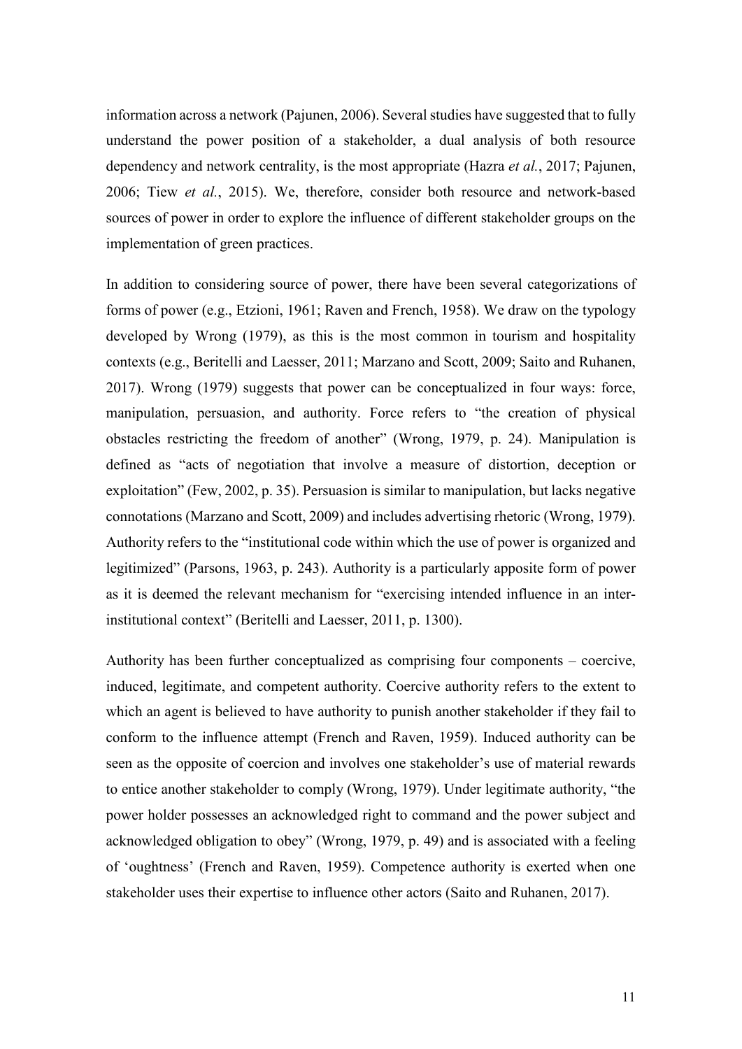information across a network (Pajunen, 2006). Several studies have suggested that to fully understand the power position of a stakeholder, a dual analysis of both resource dependency and network centrality, is the most appropriate (Hazra *et al.*, 2017; Pajunen, 2006; Tiew *et al.*, 2015). We, therefore, consider both resource and network-based sources of power in order to explore the influence of different stakeholder groups on the implementation of green practices.

In addition to considering source of power, there have been several categorizations of forms of power (e.g., Etzioni, 1961; Raven and French, 1958). We draw on the typology developed by Wrong (1979), as this is the most common in tourism and hospitality contexts (e.g., Beritelli and Laesser, 2011; Marzano and Scott, 2009; Saito and Ruhanen, 2017). Wrong (1979) suggests that power can be conceptualized in four ways: force, manipulation, persuasion, and authority. Force refers to "the creation of physical obstacles restricting the freedom of another" (Wrong, 1979, p. 24). Manipulation is defined as "acts of negotiation that involve a measure of distortion, deception or exploitation" (Few, 2002, p. 35). Persuasion is similar to manipulation, but lacks negative connotations (Marzano and Scott, 2009) and includes advertising rhetoric (Wrong, 1979). Authority refers to the "institutional code within which the use of power is organized and legitimized" (Parsons, 1963, p. 243). Authority is a particularly apposite form of power as it is deemed the relevant mechanism for "exercising intended influence in an inter-institutional context" (Beritelli and Laesser, 2011, p. 1300).

Authority has been further conceptualized as comprising four components – coercive, induced, legitimate, and competent authority. Coercive authority refers to the extent to which an agent is believed to have authority to punish another stakeholder if they fail to conform to the influence attempt (French and Raven, 1959). Induced authority can be seen as the opposite of coercion and involves one stakeholder's use of material rewards to entice another stakeholder to comply (Wrong, 1979). Under legitimate authority, "the power holder possesses an acknowledged right to command and the power subject and acknowledged obligation to obey" (Wrong, 1979, p. 49) and is associated with a feeling of 'oughtness' (French and Raven, 1959). Competence authority is exerted when one stakeholder uses their expertise to influence other actors (Saito and Ruhanen, 2017).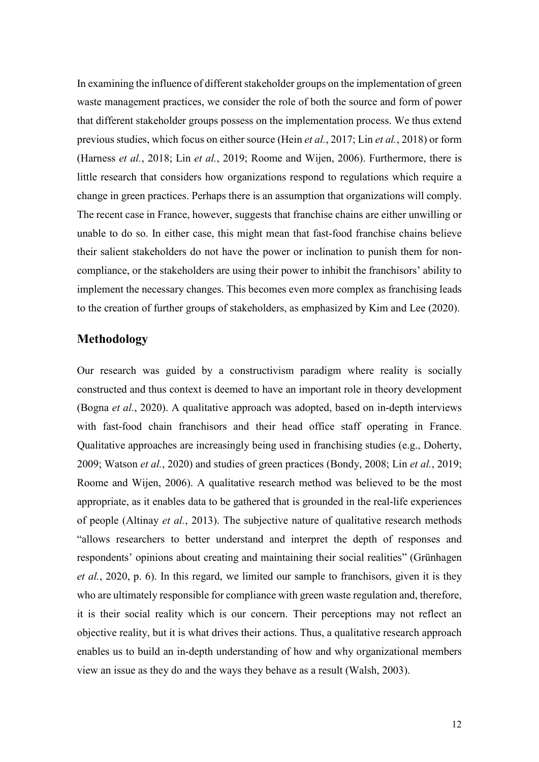In examining the influence of different stakeholder groups on the implementation of green waste management practices, we consider the role of both the source and form of power that different stakeholder groups possess on the implementation process. We thus extend previous studies, which focus on either source (Hein *et al.*, 2017; Lin *et al.*, 2018) or form (Harness *et al.*, 2018; Lin *et al.*, 2019; Roome and Wijen, 2006). Furthermore, there is little research that considers how organizations respond to regulations which require a change in green practices. Perhaps there is an assumption that organizations will comply. The recent case in France, however, suggests that franchise chains are either unwilling or unable to do so. In either case, this might mean that fast-food franchise chains believe their salient stakeholders do not have the power or inclination to punish them for non-compliance, or the stakeholders are using their power to inhibit the franchisors' ability to implement the necessary changes. This becomes even more complex as franchising leads to the creation of further groups of stakeholders, as emphasized by Kim and Lee (2020).

## Methodology

Our research was guided by a constructivism paradigm where reality is socially constructed and thus context is deemed to have an important role in theory development (Bogna *et al.*, 2020). A qualitative approach was adopted, based on in-depth interviews with fast-food chain franchisors and their head office staff operating in France. Qualitative approaches are increasingly being used in franchising studies (e.g., Doherty, 2009; Watson *et al.*, 2020) and studies of green practices (Bondy, 2008; Lin *et al.*, 2019; Roome and Wijen, 2006). A qualitative research method was believed to be the most appropriate, as it enables data to be gathered that is grounded in the real-life experiences of people (Altinay *et al.*, 2013). The subjective nature of qualitative research methods "allows researchers to better understand and interpret the depth of responses and respondents' opinions about creating and maintaining their social realities" (Grünhagen *et al.*, 2020, p. 6). In this regard, we limited our sample to franchisors, given it is they who are ultimately responsible for compliance with green waste regulation and, therefore, it is their social reality which is our concern. Their perceptions may not reflect an objective reality, but it is what drives their actions. Thus, a qualitative research approach enables us to build an in-depth understanding of how and why organizational members view an issue as they do and the ways they behave as a result (Walsh, 2003).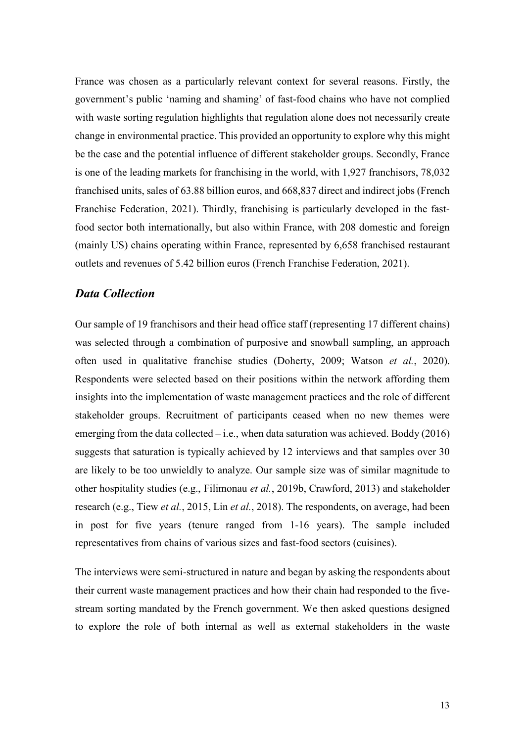France was chosen as a particularly relevant context for several reasons. Firstly, the government's public 'naming and shaming' of fast-food chains who have not complied with waste sorting regulation highlights that regulation alone does not necessarily create change in environmental practice. This provided an opportunity to explore why this might be the case and the potential influence of different stakeholder groups. Secondly, France is one of the leading markets for franchising in the world, with 1,927 franchisors, 78,032 franchised units, sales of 63.88 billion euros, and 668,837 direct and indirect jobs (French Franchise Federation, 2021). Thirdly, franchising is particularly developed in the fast-food sector both internationally, but also within France, with 208 domestic and foreign (mainly US) chains operating within France, represented by 6,658 franchised restaurant outlets and revenues of 5.42 billion euros (French Franchise Federation, 2021).

## *Data Collection*

Our sample of 19 franchisors and their head office staff (representing 17 different chains) was selected through a combination of purposive and snowball sampling, an approach often used in qualitative franchise studies (Doherty, 2009; Watson *et al.*, 2020). Respondents were selected based on their positions within the network affording them insights into the implementation of waste management practices and the role of different stakeholder groups. Recruitment of participants ceased when no new themes were emerging from the data collected – i.e., when data saturation was achieved. Boddy (2016) suggests that saturation is typically achieved by 12 interviews and that samples over 30 are likely to be too unwieldly to analyze. Our sample size was of similar magnitude to other hospitality studies (e.g., Filimonau *et al.*, 2019b, Crawford, 2013) and stakeholder research (e.g., Tiew *et al.*, 2015, Lin *et al.*, 2018). The respondents, on average, had been in post for five years (tenure ranged from 1-16 years). The sample included representatives from chains of various sizes and fast-food sectors (cuisines).

The interviews were semi-structured in nature and began by asking the respondents about their current waste management practices and how their chain had responded to the five-stream sorting mandated by the French government. We then asked questions designed to explore the role of both internal as well as external stakeholders in the waste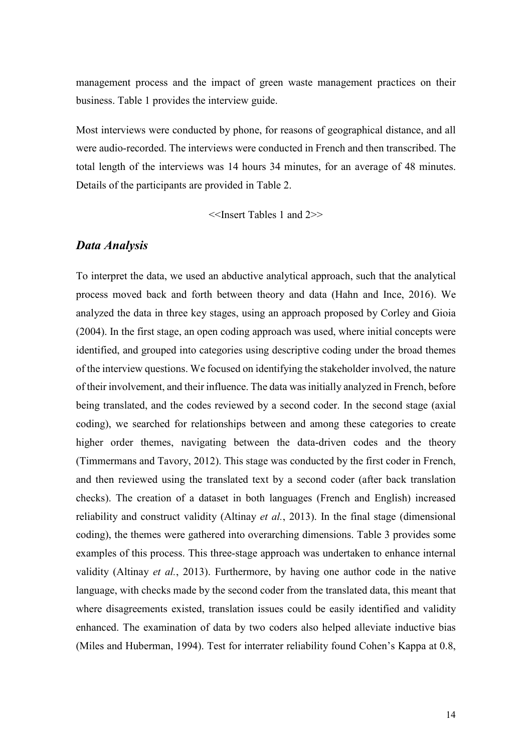management process and the impact of green waste management practices on their business. Table 1 provides the interview guide.

Most interviews were conducted by phone, for reasons of geographical distance, and all were audio-recorded. The interviews were conducted in French and then transcribed. The total length of the interviews was 14 hours 34 minutes, for an average of 48 minutes. Details of the participants are provided in Table 2.

<<Insert Tables 1 and 2>>

## *Data Analysis*

To interpret the data, we used an abductive analytical approach, such that the analytical process moved back and forth between theory and data (Hahn and Ince, 2016). We analyzed the data in three key stages, using an approach proposed by Corley and Gioia (2004). In the first stage, an open coding approach was used, where initial concepts were identified, and grouped into categories using descriptive coding under the broad themes of the interview questions. We focused on identifying the stakeholder involved, the nature of their involvement, and their influence. The data was initially analyzed in French, before being translated, and the codes reviewed by a second coder. In the second stage (axial coding), we searched for relationships between and among these categories to create higher order themes, navigating between the data-driven codes and the theory (Timmermans and Tavory, 2012). This stage was conducted by the first coder in French, and then reviewed using the translated text by a second coder (after back translation checks). The creation of a dataset in both languages (French and English) increased reliability and construct validity (Altinay *et al.*, 2013). In the final stage (dimensional coding), the themes were gathered into overarching dimensions. Table 3 provides some examples of this process. This three-stage approach was undertaken to enhance internal validity (Altinay *et al.*, 2013). Furthermore, by having one author code in the native language, with checks made by the second coder from the translated data, this meant that where disagreements existed, translation issues could be easily identified and validity enhanced. The examination of data by two coders also helped alleviate inductive bias (Miles and Huberman, 1994). Test for interrater reliability found Cohen's Kappa at 0.8,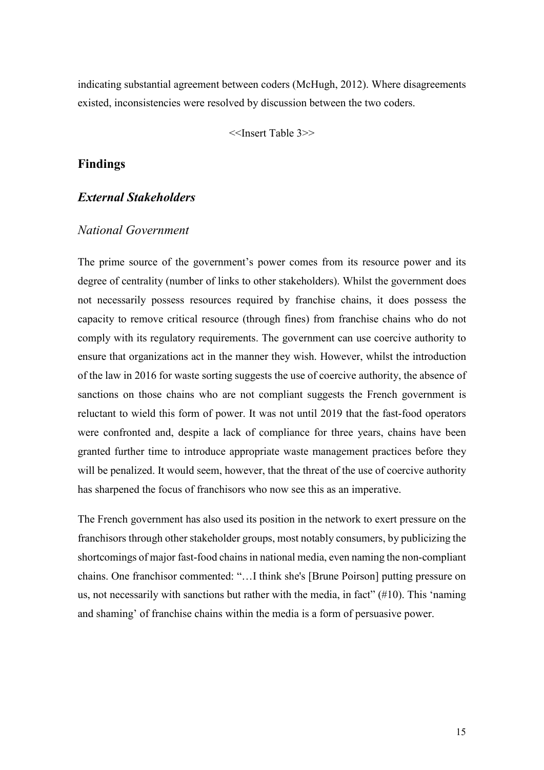indicating substantial agreement between coders (McHugh, 2012). Where disagreements existed, inconsistencies were resolved by discussion between the two coders.

<<Insert Table 3>>

## Findings

### *External Stakeholders*

#### *National Government*

The prime source of the government's power comes from its resource power and its degree of centrality (number of links to other stakeholders). Whilst the government does not necessarily possess resources required by franchise chains, it does possess the capacity to remove critical resource (through fines) from franchise chains who do not comply with its regulatory requirements. The government can use coercive authority to ensure that organizations act in the manner they wish. However, whilst the introduction of the law in 2016 for waste sorting suggests the use of coercive authority, the absence of sanctions on those chains who are not compliant suggests the French government is reluctant to wield this form of power. It was not until 2019 that the fast-food operators were confronted and, despite a lack of compliance for three years, chains have been granted further time to introduce appropriate waste management practices before they will be penalized. It would seem, however, that the threat of the use of coercive authority has sharpened the focus of franchisors who now see this as an imperative.

The French government has also used its position in the network to exert pressure on the franchisors through other stakeholder groups, most notably consumers, by publicizing the shortcomings of major fast-food chains in national media, even naming the non-compliant chains. One franchisor commented: "…I think she's [Brune Poirson] putting pressure on us, not necessarily with sanctions but rather with the media, in fact" (#10). This 'naming and shaming' of franchise chains within the media is a form of persuasive power.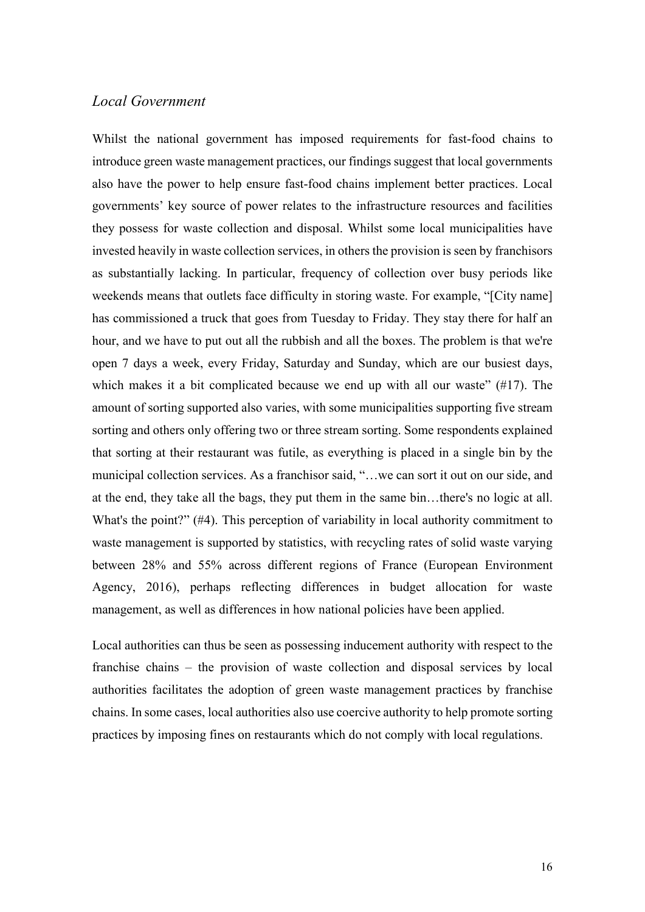### *Local Government*

Whilst the national government has imposed requirements for fast-food chains to introduce green waste management practices, our findings suggest that local governments also have the power to help ensure fast-food chains implement better practices. Local governments' key source of power relates to the infrastructure resources and facilities they possess for waste collection and disposal. Whilst some local municipalities have invested heavily in waste collection services, in others the provision is seen by franchisors as substantially lacking. In particular, frequency of collection over busy periods like weekends means that outlets face difficulty in storing waste. For example, "[City name] has commissioned a truck that goes from Tuesday to Friday. They stay there for half an hour, and we have to put out all the rubbish and all the boxes. The problem is that we're open 7 days a week, every Friday, Saturday and Sunday, which are our busiest days, which makes it a bit complicated because we end up with all our waste" (#17). The amount of sorting supported also varies, with some municipalities supporting five stream sorting and others only offering two or three stream sorting. Some respondents explained that sorting at their restaurant was futile, as everything is placed in a single bin by the municipal collection services. As a franchisor said, "…we can sort it out on our side, and at the end, they take all the bags, they put them in the same bin…there's no logic at all. What's the point?" (#4). This perception of variability in local authority commitment to waste management is supported by statistics, with recycling rates of solid waste varying between 28% and 55% across different regions of France (European Environment Agency, 2016), perhaps reflecting differences in budget allocation for waste management, as well as differences in how national policies have been applied.

Local authorities can thus be seen as possessing inducement authority with respect to the franchise chains – the provision of waste collection and disposal services by local authorities facilitates the adoption of green waste management practices by franchise chains. In some cases, local authorities also use coercive authority to help promote sorting practices by imposing fines on restaurants which do not comply with local regulations.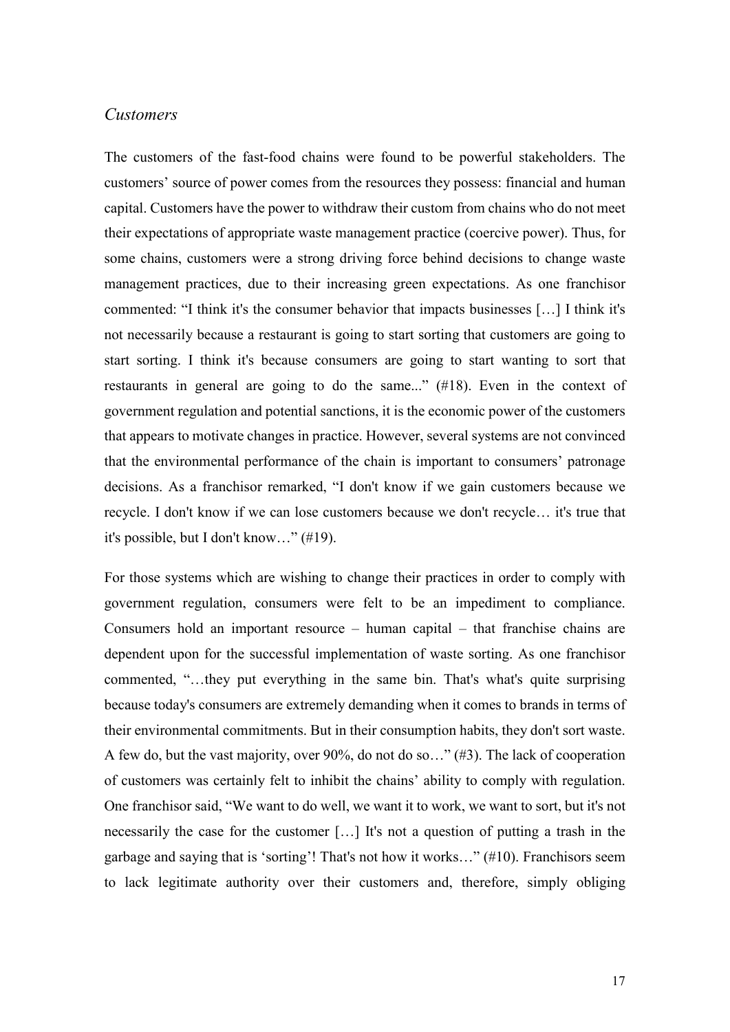### *Customers*

The customers of the fast-food chains were found to be powerful stakeholders. The customers' source of power comes from the resources they possess: financial and human capital. Customers have the power to withdraw their custom from chains who do not meet their expectations of appropriate waste management practice (coercive power). Thus, for some chains, customers were a strong driving force behind decisions to change waste management practices, due to their increasing green expectations. As one franchisor commented: "I think it's the consumer behavior that impacts businesses […] I think it's not necessarily because a restaurant is going to start sorting that customers are going to start sorting. I think it's because consumers are going to start wanting to sort that restaurants in general are going to do the same..." (#18). Even in the context of government regulation and potential sanctions, it is the economic power of the customers that appears to motivate changes in practice. However, several systems are not convinced that the environmental performance of the chain is important to consumers' patronage decisions. As a franchisor remarked, "I don't know if we gain customers because we recycle. I don't know if we can lose customers because we don't recycle… it's true that it's possible, but I don't know…" (#19).

For those systems which are wishing to change their practices in order to comply with government regulation, consumers were felt to be an impediment to compliance. Consumers hold an important resource – human capital – that franchise chains are dependent upon for the successful implementation of waste sorting. As one franchisor commented, "…they put everything in the same bin. That's what's quite surprising because today's consumers are extremely demanding when it comes to brands in terms of their environmental commitments. But in their consumption habits, they don't sort waste. A few do, but the vast majority, over 90%, do not do so…" (#3). The lack of cooperation of customers was certainly felt to inhibit the chains' ability to comply with regulation. One franchisor said, "We want to do well, we want it to work, we want to sort, but it's not necessarily the case for the customer […] It's not a question of putting a trash in the garbage and saying that is 'sorting'! That's not how it works…" (#10). Franchisors seem to lack legitimate authority over their customers and, therefore, simply obliging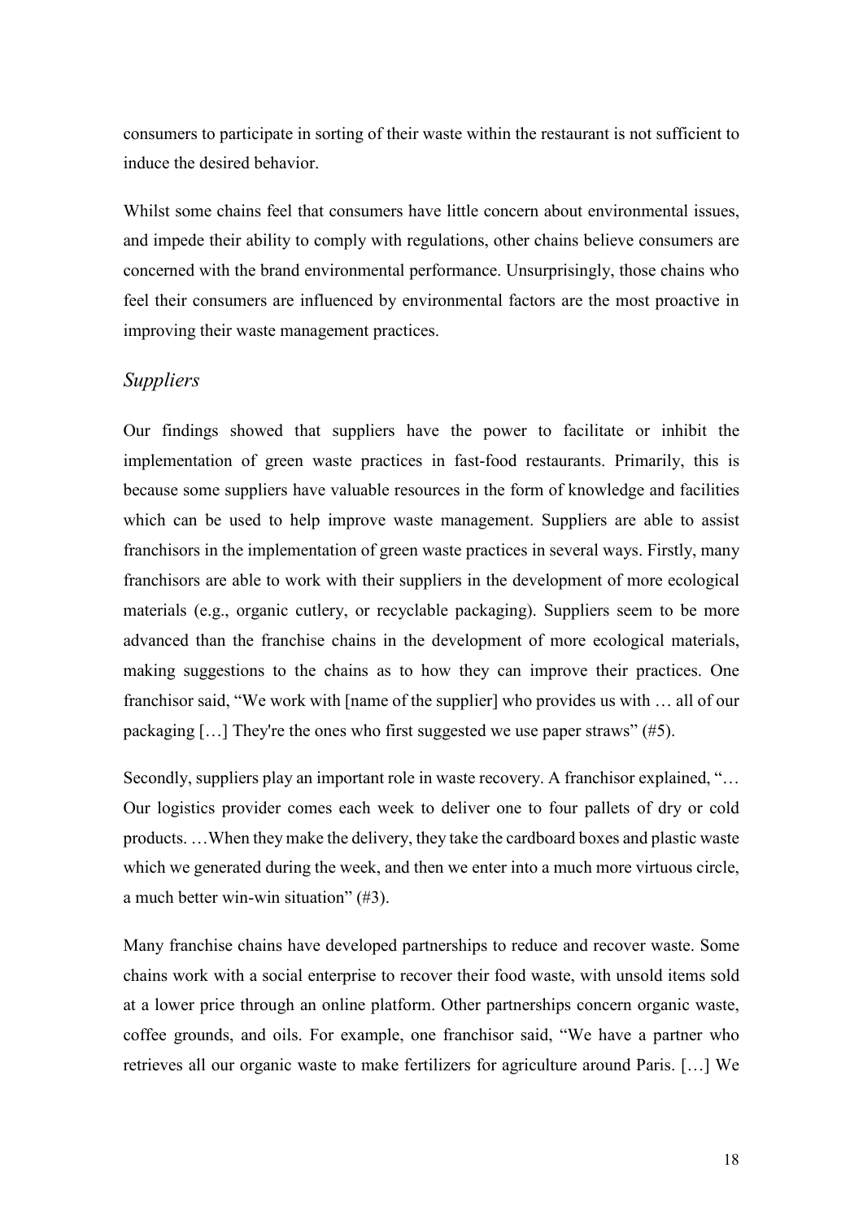consumers to participate in sorting of their waste within the restaurant is not sufficient to induce the desired behavior.

Whilst some chains feel that consumers have little concern about environmental issues, and impede their ability to comply with regulations, other chains believe consumers are concerned with the brand environmental performance. Unsurprisingly, those chains who feel their consumers are influenced by environmental factors are the most proactive in improving their waste management practices.

### *Suppliers*

Our findings showed that suppliers have the power to facilitate or inhibit the implementation of green waste practices in fast-food restaurants. Primarily, this is because some suppliers have valuable resources in the form of knowledge and facilities which can be used to help improve waste management. Suppliers are able to assist franchisors in the implementation of green waste practices in several ways. Firstly, many franchisors are able to work with their suppliers in the development of more ecological materials (e.g., organic cutlery, or recyclable packaging). Suppliers seem to be more advanced than the franchise chains in the development of more ecological materials, making suggestions to the chains as to how they can improve their practices. One franchisor said, "We work with [name of the supplier] who provides us with … all of our packaging […] They're the ones who first suggested we use paper straws" (#5).

Secondly, suppliers play an important role in waste recovery. A franchisor explained, "… Our logistics provider comes each week to deliver one to four pallets of dry or cold products. …When they make the delivery, they take the cardboard boxes and plastic waste which we generated during the week, and then we enter into a much more virtuous circle, a much better win-win situation" (#3).

Many franchise chains have developed partnerships to reduce and recover waste. Some chains work with a social enterprise to recover their food waste, with unsold items sold at a lower price through an online platform. Other partnerships concern organic waste, coffee grounds, and oils. For example, one franchisor said, "We have a partner who retrieves all our organic waste to make fertilizers for agriculture around Paris. […] We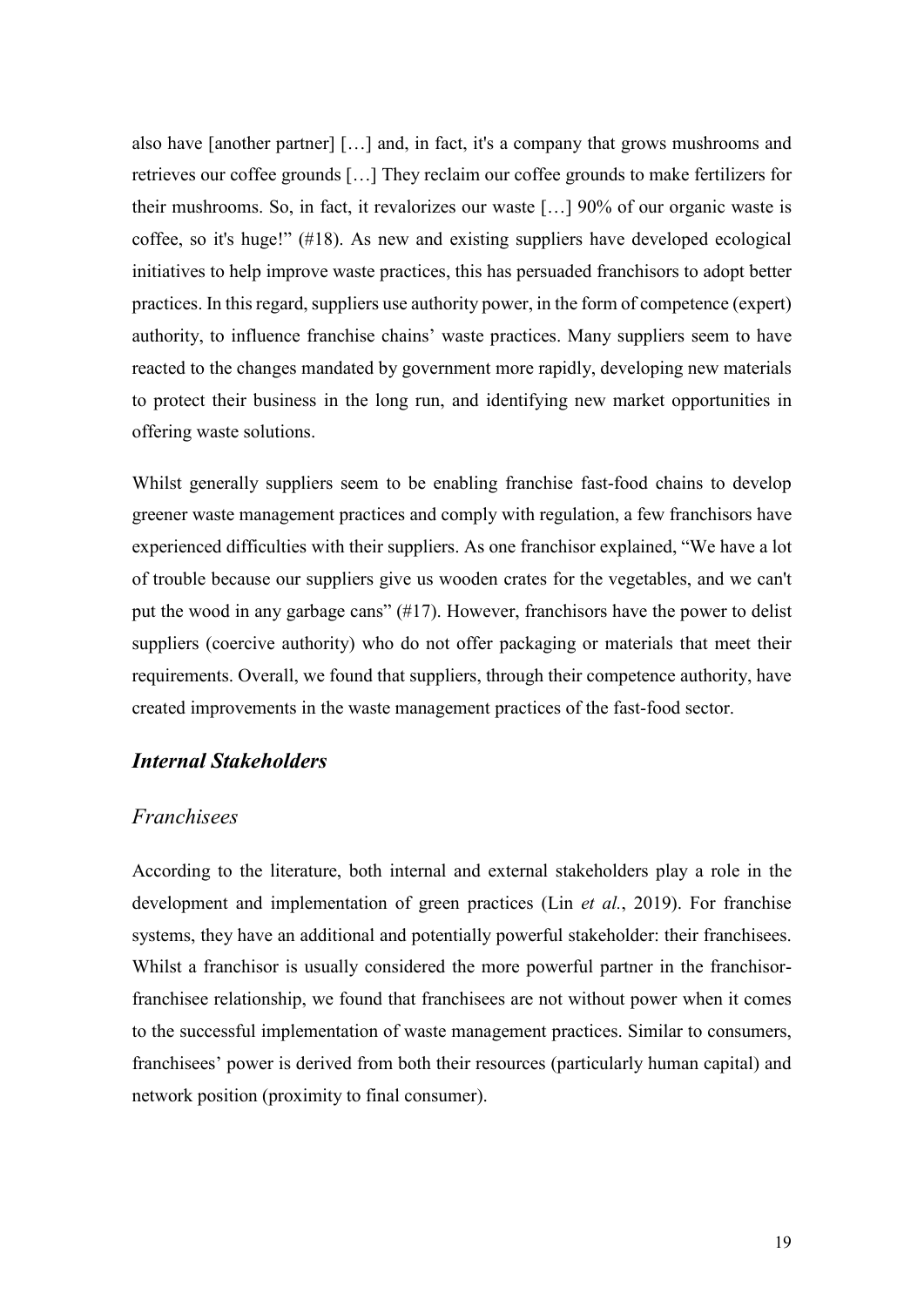also have [another partner] […] and, in fact, it's a company that grows mushrooms and retrieves our coffee grounds […] They reclaim our coffee grounds to make fertilizers for their mushrooms. So, in fact, it revalorizes our waste […] 90% of our organic waste is coffee, so it's huge!" (#18). As new and existing suppliers have developed ecological initiatives to help improve waste practices, this has persuaded franchisors to adopt better practices. In this regard, suppliers use authority power, in the form of competence (expert) authority, to influence franchise chains' waste practices. Many suppliers seem to have reacted to the changes mandated by government more rapidly, developing new materials to protect their business in the long run, and identifying new market opportunities in offering waste solutions.

Whilst generally suppliers seem to be enabling franchise fast-food chains to develop greener waste management practices and comply with regulation, a few franchisors have experienced difficulties with their suppliers. As one franchisor explained, "We have a lot of trouble because our suppliers give us wooden crates for the vegetables, and we can't put the wood in any garbage cans" (#17). However, franchisors have the power to delist suppliers (coercive authority) who do not offer packaging or materials that meet their requirements. Overall, we found that suppliers, through their competence authority, have created improvements in the waste management practices of the fast-food sector.

## ***Internal Stakeholders***

### *Franchisees*

According to the literature, both internal and external stakeholders play a role in the development and implementation of green practices (Lin *et al.*, 2019). For franchise systems, they have an additional and potentially powerful stakeholder: their franchisees. Whilst a franchisor is usually considered the more powerful partner in the franchisor-franchisee relationship, we found that franchisees are not without power when it comes to the successful implementation of waste management practices. Similar to consumers, franchisees' power is derived from both their resources (particularly human capital) and network position (proximity to final consumer).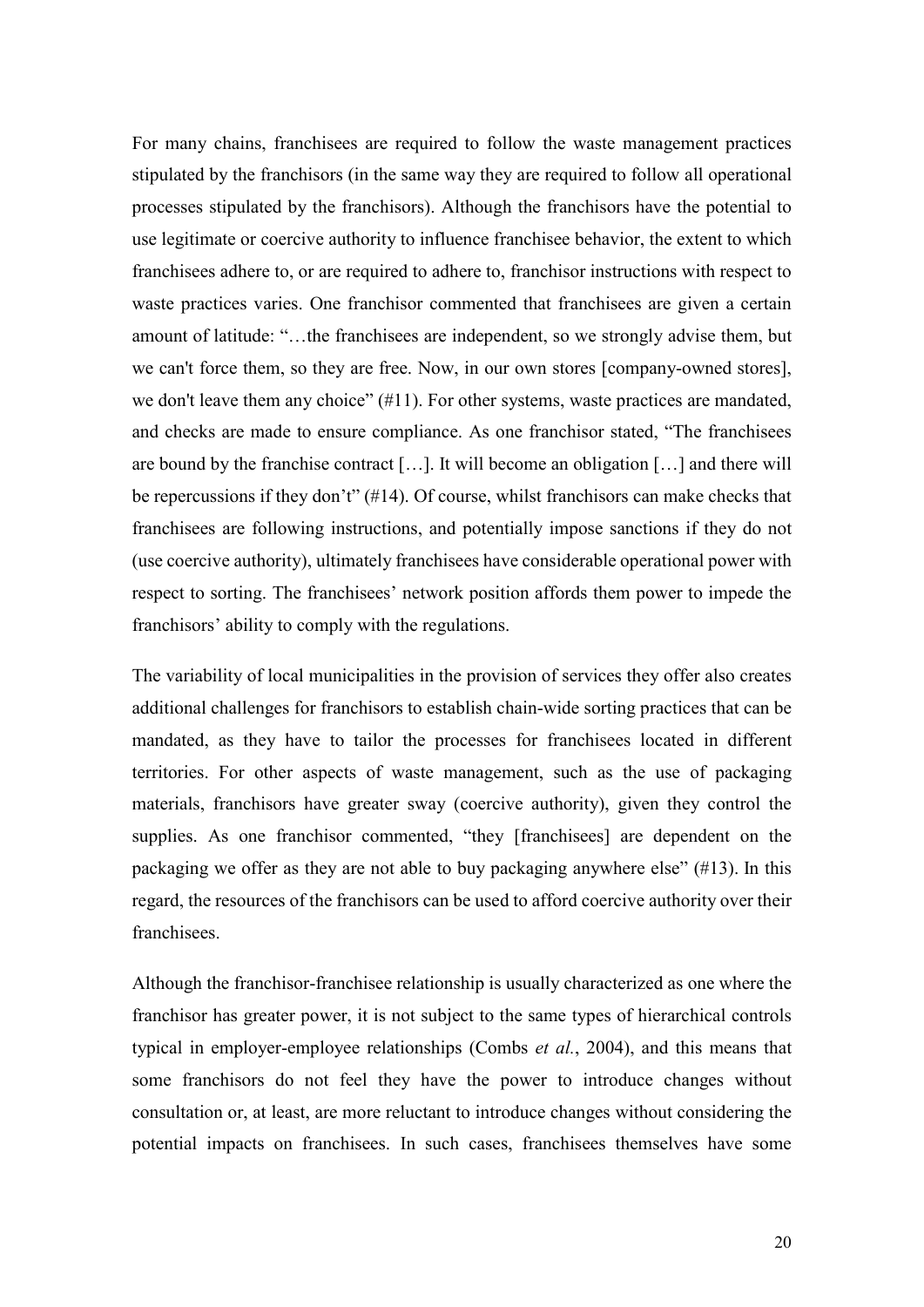For many chains, franchisees are required to follow the waste management practices stipulated by the franchisors (in the same way they are required to follow all operational processes stipulated by the franchisors). Although the franchisors have the potential to use legitimate or coercive authority to influence franchisee behavior, the extent to which franchisees adhere to, or are required to adhere to, franchisor instructions with respect to waste practices varies. One franchisor commented that franchisees are given a certain amount of latitude: "…the franchisees are independent, so we strongly advise them, but we can't force them, so they are free. Now, in our own stores [company-owned stores], we don't leave them any choice" (#11). For other systems, waste practices are mandated, and checks are made to ensure compliance. As one franchisor stated, "The franchisees are bound by the franchise contract […]. It will become an obligation […] and there will be repercussions if they don't" (#14). Of course, whilst franchisors can make checks that franchisees are following instructions, and potentially impose sanctions if they do not (use coercive authority), ultimately franchisees have considerable operational power with respect to sorting. The franchisees' network position affords them power to impede the franchisors' ability to comply with the regulations.

The variability of local municipalities in the provision of services they offer also creates additional challenges for franchisors to establish chain-wide sorting practices that can be mandated, as they have to tailor the processes for franchisees located in different territories. For other aspects of waste management, such as the use of packaging materials, franchisors have greater sway (coercive authority), given they control the supplies. As one franchisor commented, "they [franchisees] are dependent on the packaging we offer as they are not able to buy packaging anywhere else" (#13). In this regard, the resources of the franchisors can be used to afford coercive authority over their franchisees.

Although the franchisor-franchisee relationship is usually characterized as one where the franchisor has greater power, it is not subject to the same types of hierarchical controls typical in employer-employee relationships (Combs *et al.*, 2004), and this means that some franchisors do not feel they have the power to introduce changes without consultation or, at least, are more reluctant to introduce changes without considering the potential impacts on franchisees. In such cases, franchisees themselves have some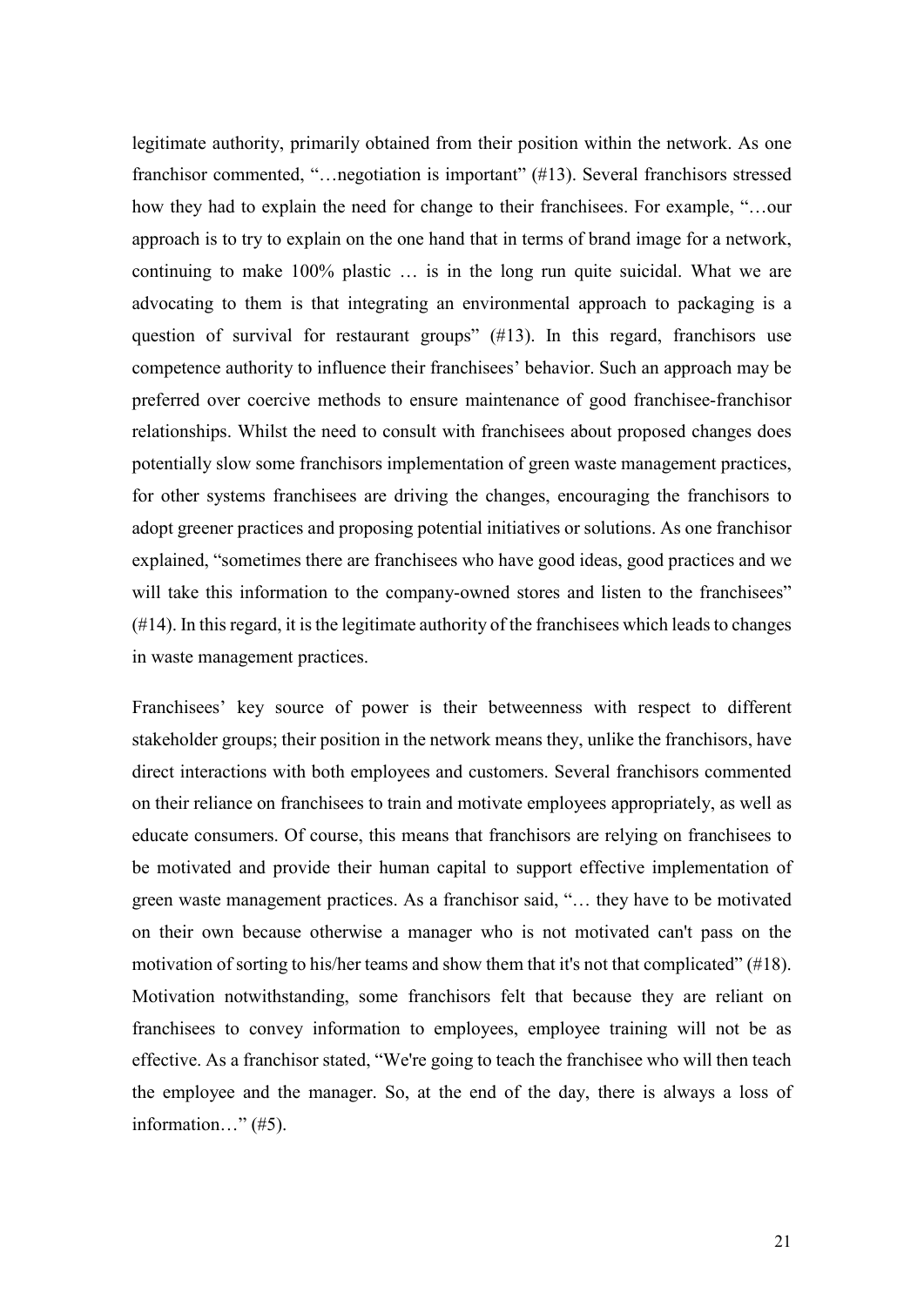legitimate authority, primarily obtained from their position within the network. As one franchisor commented, "…negotiation is important" (#13). Several franchisors stressed how they had to explain the need for change to their franchisees. For example, "…our approach is to try to explain on the one hand that in terms of brand image for a network, continuing to make 100% plastic … is in the long run quite suicidal. What we are advocating to them is that integrating an environmental approach to packaging is a question of survival for restaurant groups" (#13). In this regard, franchisors use competence authority to influence their franchisees' behavior. Such an approach may be preferred over coercive methods to ensure maintenance of good franchisee-franchisor relationships. Whilst the need to consult with franchisees about proposed changes does potentially slow some franchisors implementation of green waste management practices, for other systems franchisees are driving the changes, encouraging the franchisors to adopt greener practices and proposing potential initiatives or solutions. As one franchisor explained, "sometimes there are franchisees who have good ideas, good practices and we will take this information to the company-owned stores and listen to the franchisees" (#14). In this regard, it is the legitimate authority of the franchisees which leads to changes in waste management practices.

Franchisees' key source of power is their betweenness with respect to different stakeholder groups; their position in the network means they, unlike the franchisors, have direct interactions with both employees and customers. Several franchisors commented on their reliance on franchisees to train and motivate employees appropriately, as well as educate consumers. Of course, this means that franchisors are relying on franchisees to be motivated and provide their human capital to support effective implementation of green waste management practices. As a franchisor said, "… they have to be motivated on their own because otherwise a manager who is not motivated can't pass on the motivation of sorting to his/her teams and show them that it's not that complicated" (#18). Motivation notwithstanding, some franchisors felt that because they are reliant on franchisees to convey information to employees, employee training will not be as effective. As a franchisor stated, "We're going to teach the franchisee who will then teach the employee and the manager. So, at the end of the day, there is always a loss of information…" (#5).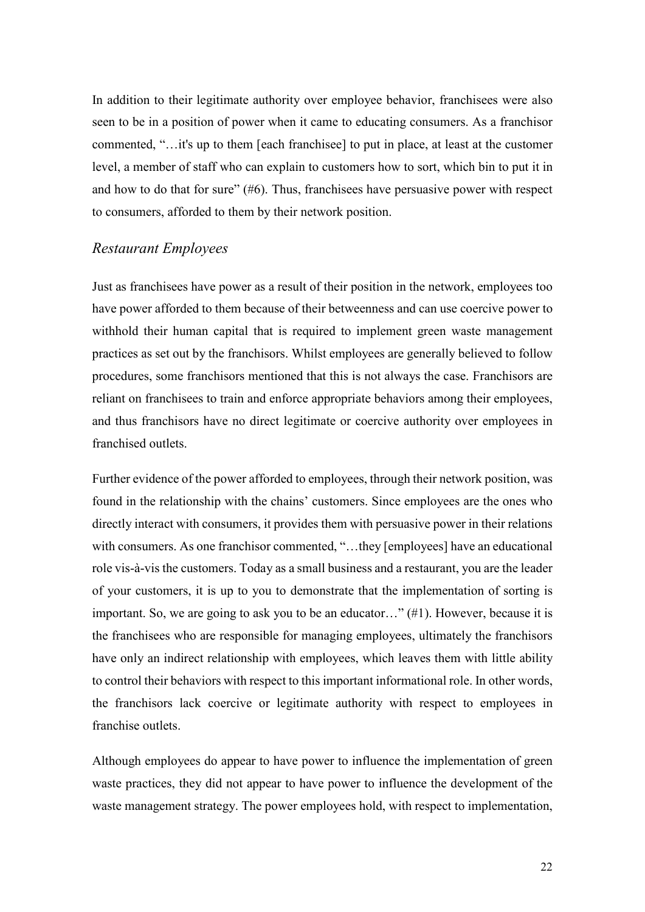In addition to their legitimate authority over employee behavior, franchisees were also seen to be in a position of power when it came to educating consumers. As a franchisor commented, "…it's up to them [each franchisee] to put in place, at least at the customer level, a member of staff who can explain to customers how to sort, which bin to put it in and how to do that for sure" (#6). Thus, franchisees have persuasive power with respect to consumers, afforded to them by their network position.

### *Restaurant Employees*

Just as franchisees have power as a result of their position in the network, employees too have power afforded to them because of their betweenness and can use coercive power to withhold their human capital that is required to implement green waste management practices as set out by the franchisors. Whilst employees are generally believed to follow procedures, some franchisors mentioned that this is not always the case. Franchisors are reliant on franchisees to train and enforce appropriate behaviors among their employees, and thus franchisors have no direct legitimate or coercive authority over employees in franchised outlets.

Further evidence of the power afforded to employees, through their network position, was found in the relationship with the chains' customers. Since employees are the ones who directly interact with consumers, it provides them with persuasive power in their relations with consumers. As one franchisor commented, "…they [employees] have an educational role vis-à-vis the customers. Today as a small business and a restaurant, you are the leader of your customers, it is up to you to demonstrate that the implementation of sorting is important. So, we are going to ask you to be an educator…" (#1). However, because it is the franchisees who are responsible for managing employees, ultimately the franchisors have only an indirect relationship with employees, which leaves them with little ability to control their behaviors with respect to this important informational role. In other words, the franchisors lack coercive or legitimate authority with respect to employees in franchise outlets.

Although employees do appear to have power to influence the implementation of green waste practices, they did not appear to have power to influence the development of the waste management strategy. The power employees hold, with respect to implementation,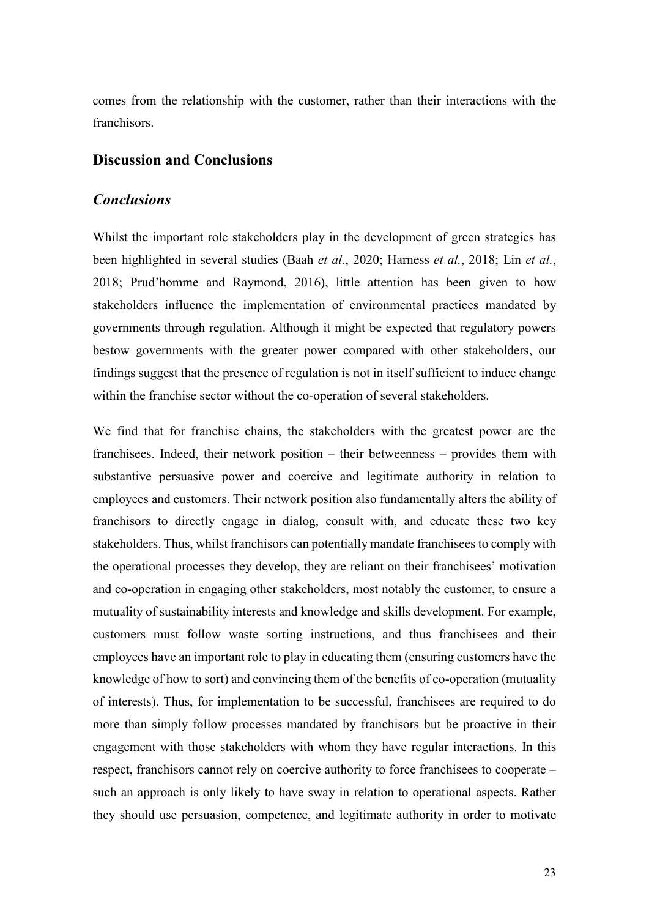comes from the relationship with the customer, rather than their interactions with the franchisors.

## Discussion and Conclusions

### *Conclusions*

Whilst the important role stakeholders play in the development of green strategies has been highlighted in several studies (Baah *et al.*, 2020; Harness *et al.*, 2018; Lin *et al.*, 2018; Prud'homme and Raymond, 2016), little attention has been given to how stakeholders influence the implementation of environmental practices mandated by governments through regulation. Although it might be expected that regulatory powers bestow governments with the greater power compared with other stakeholders, our findings suggest that the presence of regulation is not in itself sufficient to induce change within the franchise sector without the co-operation of several stakeholders.

We find that for franchise chains, the stakeholders with the greatest power are the franchisees. Indeed, their network position – their betweenness – provides them with substantive persuasive power and coercive and legitimate authority in relation to employees and customers. Their network position also fundamentally alters the ability of franchisors to directly engage in dialog, consult with, and educate these two key stakeholders. Thus, whilst franchisors can potentially mandate franchisees to comply with the operational processes they develop, they are reliant on their franchisees' motivation and co-operation in engaging other stakeholders, most notably the customer, to ensure a mutuality of sustainability interests and knowledge and skills development. For example, customers must follow waste sorting instructions, and thus franchisees and their employees have an important role to play in educating them (ensuring customers have the knowledge of how to sort) and convincing them of the benefits of co-operation (mutuality of interests). Thus, for implementation to be successful, franchisees are required to do more than simply follow processes mandated by franchisors but be proactive in their engagement with those stakeholders with whom they have regular interactions. In this respect, franchisors cannot rely on coercive authority to force franchisees to cooperate – such an approach is only likely to have sway in relation to operational aspects. Rather they should use persuasion, competence, and legitimate authority in order to motivate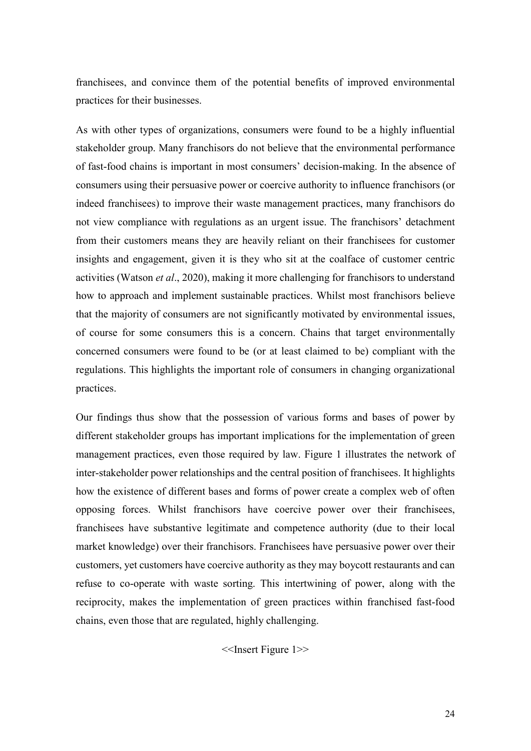franchisees, and convince them of the potential benefits of improved environmental practices for their businesses.

As with other types of organizations, consumers were found to be a highly influential stakeholder group. Many franchisors do not believe that the environmental performance of fast-food chains is important in most consumers' decision-making. In the absence of consumers using their persuasive power or coercive authority to influence franchisors (or indeed franchisees) to improve their waste management practices, many franchisors do not view compliance with regulations as an urgent issue. The franchisors' detachment from their customers means they are heavily reliant on their franchisees for customer insights and engagement, given it is they who sit at the coalface of customer centric activities (Watson *et al*., 2020), making it more challenging for franchisors to understand how to approach and implement sustainable practices. Whilst most franchisors believe that the majority of consumers are not significantly motivated by environmental issues, of course for some consumers this is a concern. Chains that target environmentally concerned consumers were found to be (or at least claimed to be) compliant with the regulations. This highlights the important role of consumers in changing organizational practices.

Our findings thus show that the possession of various forms and bases of power by different stakeholder groups has important implications for the implementation of green management practices, even those required by law. Figure 1 illustrates the network of inter-stakeholder power relationships and the central position of franchisees. It highlights how the existence of different bases and forms of power create a complex web of often opposing forces. Whilst franchisors have coercive power over their franchisees, franchisees have substantive legitimate and competence authority (due to their local market knowledge) over their franchisors. Franchisees have persuasive power over their customers, yet customers have coercive authority as they may boycott restaurants and can refuse to co-operate with waste sorting. This intertwining of power, along with the reciprocity, makes the implementation of green practices within franchised fast-food chains, even those that are regulated, highly challenging.

<<Insert Figure 1>>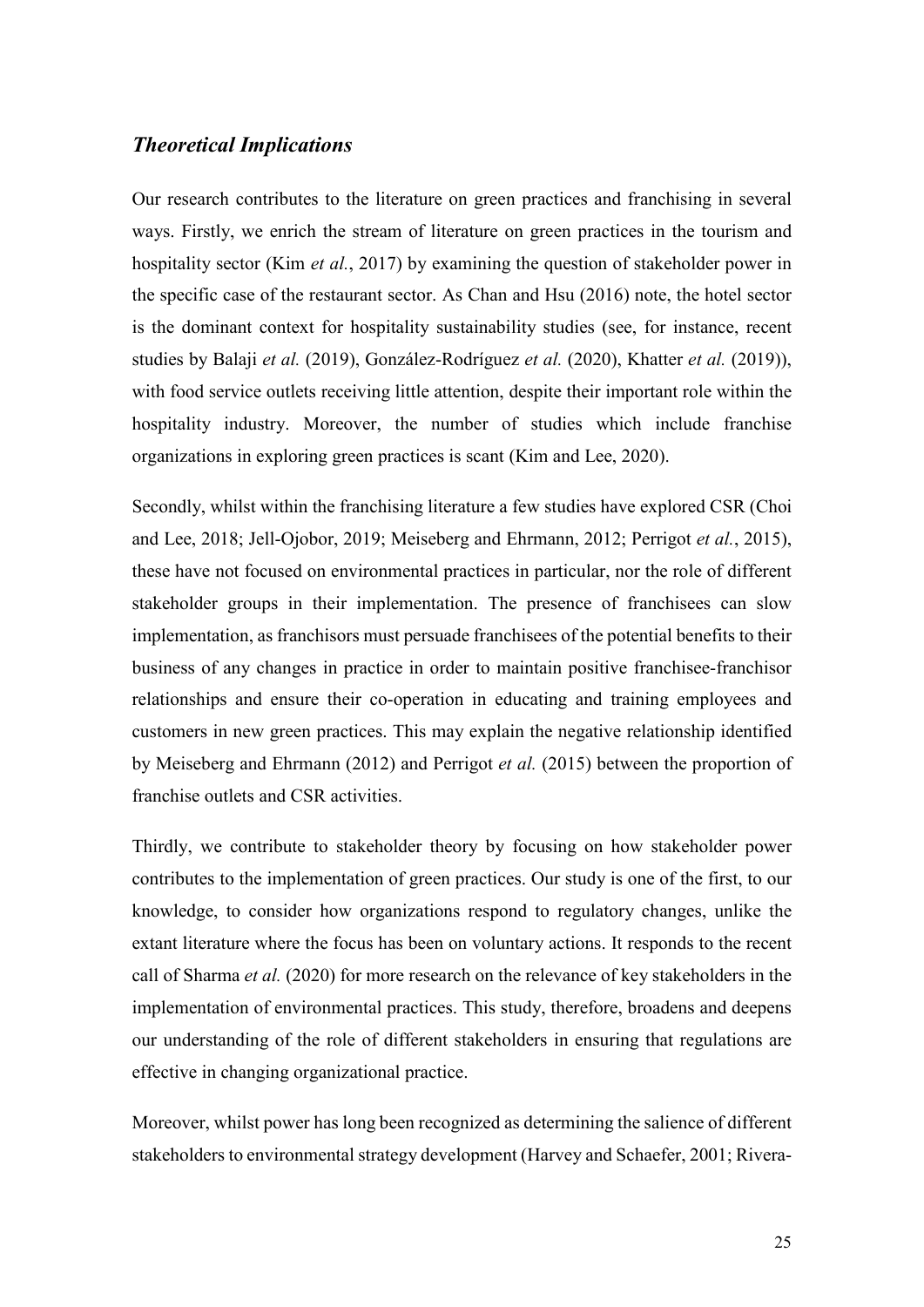## *Theoretical Implications*

Our research contributes to the literature on green practices and franchising in several ways. Firstly, we enrich the stream of literature on green practices in the tourism and hospitality sector (Kim *et al.*, 2017) by examining the question of stakeholder power in the specific case of the restaurant sector. As Chan and Hsu (2016) note, the hotel sector is the dominant context for hospitality sustainability studies (see, for instance, recent studies by Balaji *et al.* (2019), González-Rodríguez *et al.* (2020), Khatter *et al.* (2019)), with food service outlets receiving little attention, despite their important role within the hospitality industry. Moreover, the number of studies which include franchise organizations in exploring green practices is scant (Kim and Lee, 2020).

Secondly, whilst within the franchising literature a few studies have explored CSR (Choi and Lee, 2018; Jell-Ojobor, 2019; Meiseberg and Ehrmann, 2012; Perrigot *et al.*, 2015), these have not focused on environmental practices in particular, nor the role of different stakeholder groups in their implementation. The presence of franchisees can slow implementation, as franchisors must persuade franchisees of the potential benefits to their business of any changes in practice in order to maintain positive franchisee-franchisor relationships and ensure their co-operation in educating and training employees and customers in new green practices. This may explain the negative relationship identified by Meiseberg and Ehrmann (2012) and Perrigot *et al.* (2015) between the proportion of franchise outlets and CSR activities.

Thirdly, we contribute to stakeholder theory by focusing on how stakeholder power contributes to the implementation of green practices. Our study is one of the first, to our knowledge, to consider how organizations respond to regulatory changes, unlike the extant literature where the focus has been on voluntary actions. It responds to the recent call of Sharma *et al.* (2020) for more research on the relevance of key stakeholders in the implementation of environmental practices. This study, therefore, broadens and deepens our understanding of the role of different stakeholders in ensuring that regulations are effective in changing organizational practice.

Moreover, whilst power has long been recognized as determining the salience of different stakeholders to environmental strategy development (Harvey and Schaefer, 2001; Rivera-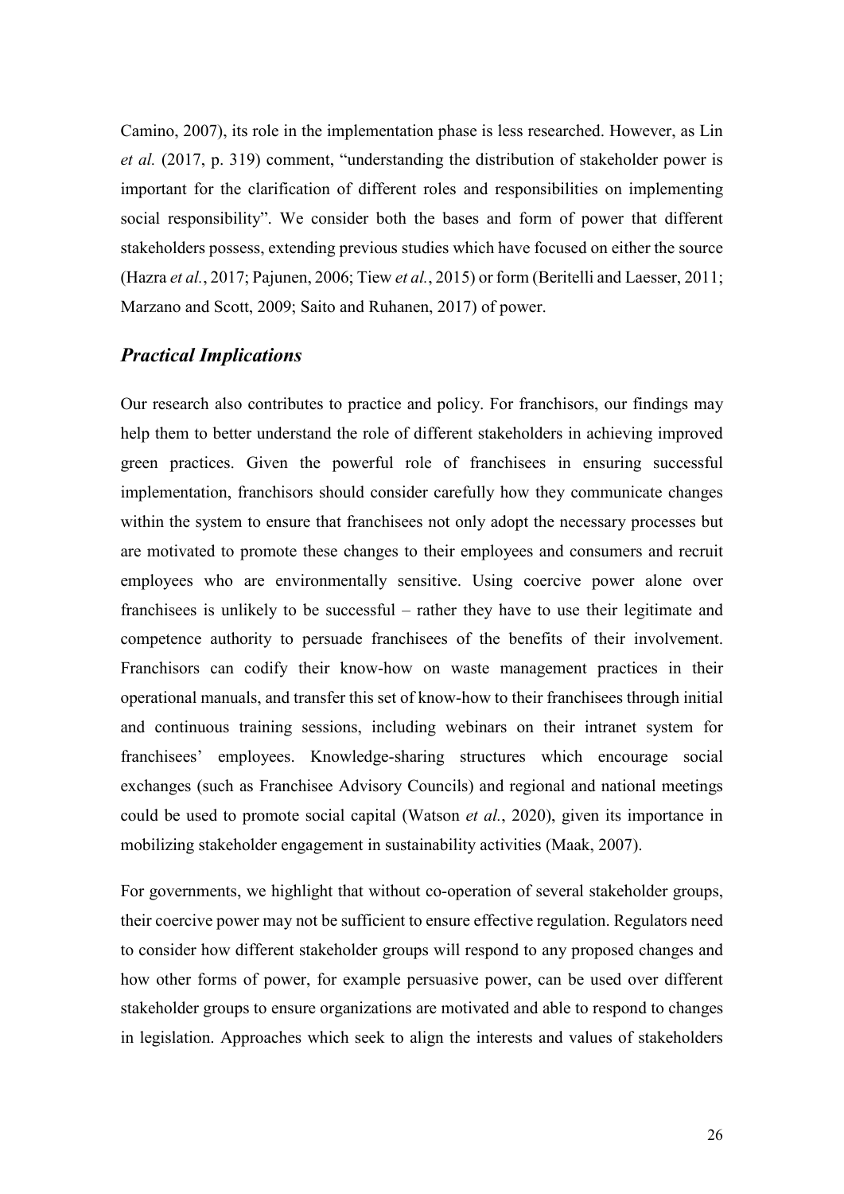Camino, 2007), its role in the implementation phase is less researched. However, as Lin *et al.* (2017, p. 319) comment, "understanding the distribution of stakeholder power is important for the clarification of different roles and responsibilities on implementing social responsibility". We consider both the bases and form of power that different stakeholders possess, extending previous studies which have focused on either the source (Hazra *et al.*, 2017; Pajunen, 2006; Tiew *et al.*, 2015) or form (Beritelli and Laesser, 2011; Marzano and Scott, 2009; Saito and Ruhanen, 2017) of power.

### *Practical Implications*

Our research also contributes to practice and policy. For franchisors, our findings may help them to better understand the role of different stakeholders in achieving improved green practices. Given the powerful role of franchisees in ensuring successful implementation, franchisors should consider carefully how they communicate changes within the system to ensure that franchisees not only adopt the necessary processes but are motivated to promote these changes to their employees and consumers and recruit employees who are environmentally sensitive. Using coercive power alone over franchisees is unlikely to be successful – rather they have to use their legitimate and competence authority to persuade franchisees of the benefits of their involvement. Franchisors can codify their know-how on waste management practices in their operational manuals, and transfer this set of know-how to their franchisees through initial and continuous training sessions, including webinars on their intranet system for franchisees' employees. Knowledge-sharing structures which encourage social exchanges (such as Franchisee Advisory Councils) and regional and national meetings could be used to promote social capital (Watson *et al.*, 2020), given its importance in mobilizing stakeholder engagement in sustainability activities (Maak, 2007).

For governments, we highlight that without co-operation of several stakeholder groups, their coercive power may not be sufficient to ensure effective regulation. Regulators need to consider how different stakeholder groups will respond to any proposed changes and how other forms of power, for example persuasive power, can be used over different stakeholder groups to ensure organizations are motivated and able to respond to changes in legislation. Approaches which seek to align the interests and values of stakeholders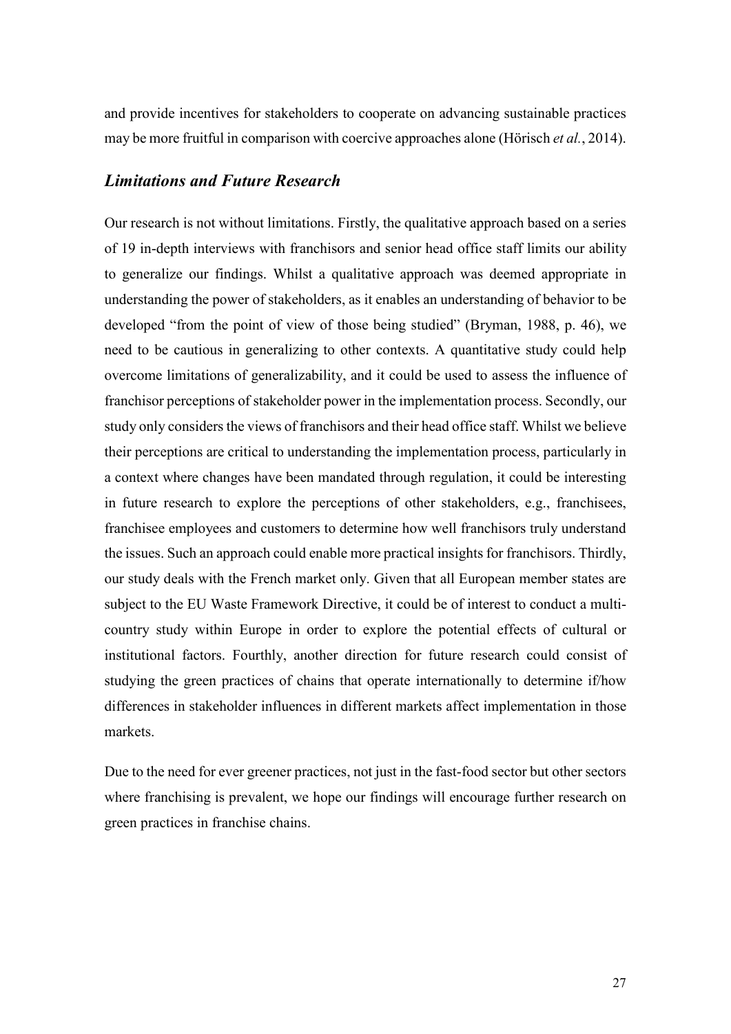and provide incentives for stakeholders to cooperate on advancing sustainable practices may be more fruitful in comparison with coercive approaches alone (Hörisch *et al.*, 2014).

## *Limitations and Future Research*

Our research is not without limitations. Firstly, the qualitative approach based on a series of 19 in-depth interviews with franchisors and senior head office staff limits our ability to generalize our findings. Whilst a qualitative approach was deemed appropriate in understanding the power of stakeholders, as it enables an understanding of behavior to be developed "from the point of view of those being studied" (Bryman, 1988, p. 46), we need to be cautious in generalizing to other contexts. A quantitative study could help overcome limitations of generalizability, and it could be used to assess the influence of franchisor perceptions of stakeholder power in the implementation process. Secondly, our study only considers the views of franchisors and their head office staff. Whilst we believe their perceptions are critical to understanding the implementation process, particularly in a context where changes have been mandated through regulation, it could be interesting in future research to explore the perceptions of other stakeholders, e.g., franchisees, franchisee employees and customers to determine how well franchisors truly understand the issues. Such an approach could enable more practical insights for franchisors. Thirdly, our study deals with the French market only. Given that all European member states are subject to the EU Waste Framework Directive, it could be of interest to conduct a multi-country study within Europe in order to explore the potential effects of cultural or institutional factors. Fourthly, another direction for future research could consist of studying the green practices of chains that operate internationally to determine if/how differences in stakeholder influences in different markets affect implementation in those markets.

Due to the need for ever greener practices, not just in the fast-food sector but other sectors where franchising is prevalent, we hope our findings will encourage further research on green practices in franchise chains.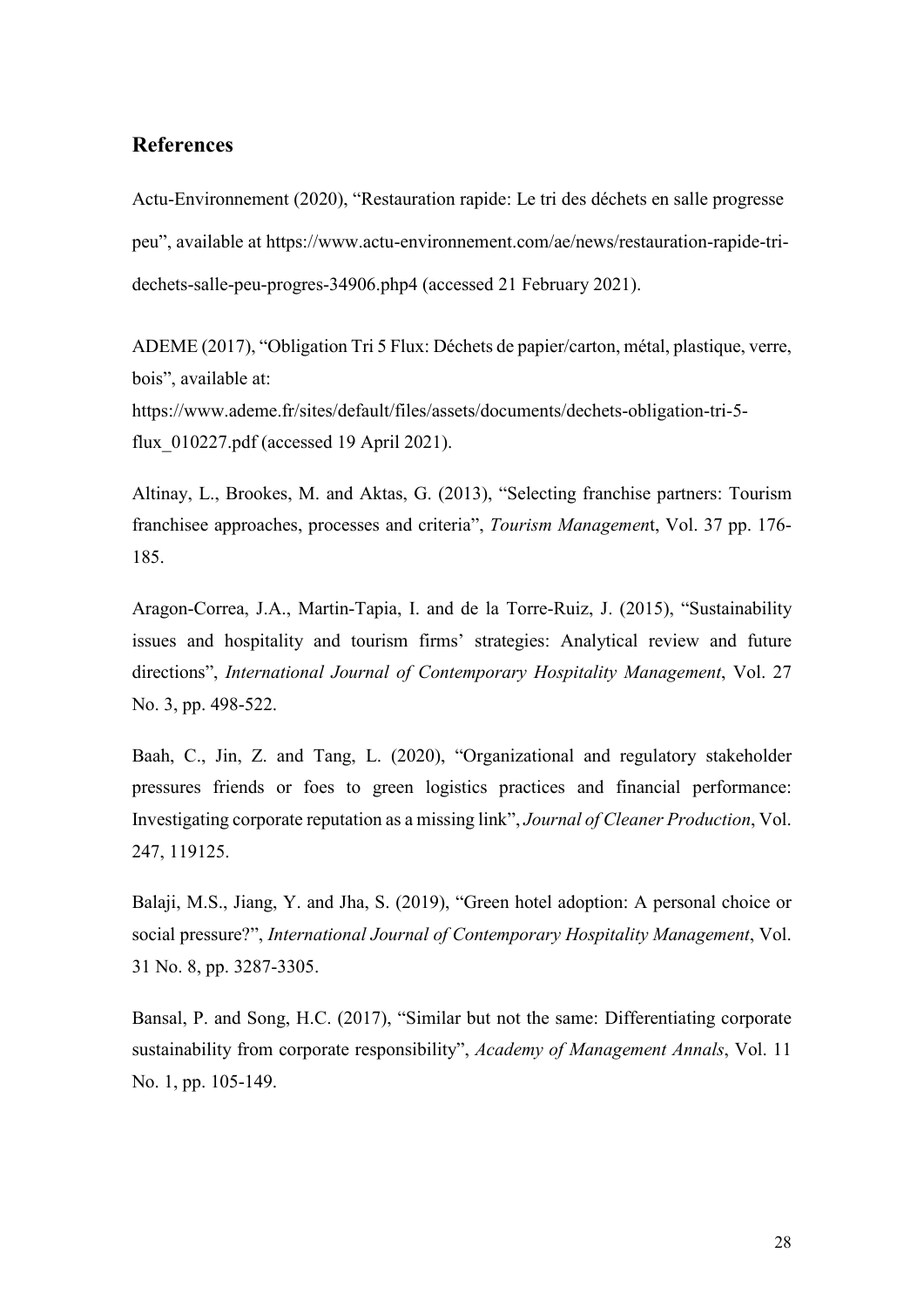## References

Actu-Environnement (2020), "Restauration rapide: Le tri des déchets en salle progresse peu", available at https://www.actu-environnement.com/ae/news/restauration-rapide-tri-dechets-salle-peu-progres-34906.php4 (accessed 21 February 2021).

ADEME (2017), "Obligation Tri 5 Flux: Déchets de papier/carton, métal, plastique, verre, bois", available at: https://www.ademe.fr/sites/default/files/assets/documents/dechets-obligation-tri-5-flux_010227.pdf (accessed 19 April 2021).

Altinay, L., Brookes, M. and Aktas, G. (2013), "Selecting franchise partners: Tourism franchisee approaches, processes and criteria", *Tourism Management*, Vol. 37 pp. 176-185.

Aragon-Correa, J.A., Martin-Tapia, I. and de la Torre-Ruiz, J. (2015), "Sustainability issues and hospitality and tourism firms' strategies: Analytical review and future directions", *International Journal of Contemporary Hospitality Management*, Vol. 27 No. 3, pp. 498-522.

Baah, C., Jin, Z. and Tang, L. (2020), "Organizational and regulatory stakeholder pressures friends or foes to green logistics practices and financial performance: Investigating corporate reputation as a missing link", *Journal of Cleaner Production*, Vol. 247, 119125.

Balaji, M.S., Jiang, Y. and Jha, S. (2019), "Green hotel adoption: A personal choice or social pressure?", *International Journal of Contemporary Hospitality Management*, Vol. 31 No. 8, pp. 3287-3305.

Bansal, P. and Song, H.C. (2017), "Similar but not the same: Differentiating corporate sustainability from corporate responsibility", *Academy of Management Annals*, Vol. 11 No. 1, pp. 105-149.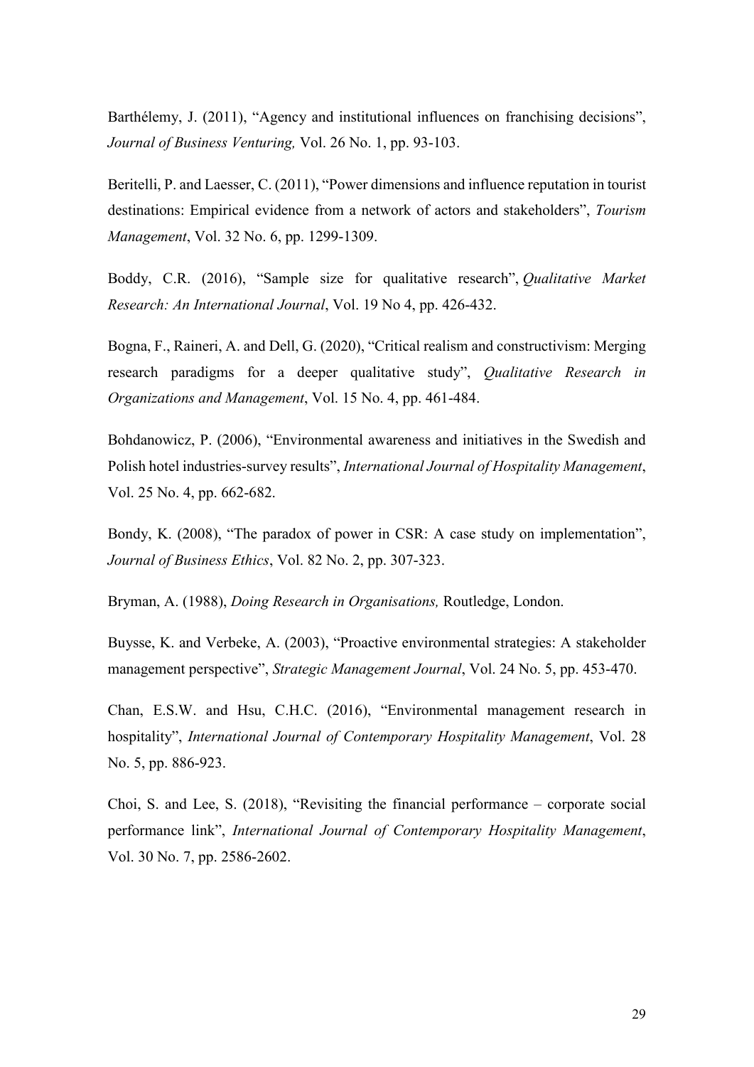Barthélemy, J. (2011), “Agency and institutional influences on franchising decisions”, *Journal of Business Venturing,* Vol. 26 No. 1, pp. 93-103.

Beritelli, P. and Laesser, C. (2011), “Power dimensions and influence reputation in tourist destinations: Empirical evidence from a network of actors and stakeholders”, *Tourism Management*, Vol. 32 No. 6, pp. 1299-1309.

Boddy, C.R. (2016), “Sample size for qualitative research”, *Qualitative Market Research: An International Journal*, Vol. 19 No 4, pp. 426-432.

Bogna, F., Raineri, A. and Dell, G. (2020), “Critical realism and constructivism: Merging research paradigms for a deeper qualitative study”, *Qualitative Research in Organizations and Management*, Vol. 15 No. 4, pp. 461-484.

Bohdanowicz, P. (2006), “Environmental awareness and initiatives in the Swedish and Polish hotel industries-survey results”, *International Journal of Hospitality Management*, Vol. 25 No. 4, pp. 662-682.

Bondy, K. (2008), “The paradox of power in CSR: A case study on implementation”, *Journal of Business Ethics*, Vol. 82 No. 2, pp. 307-323.

Bryman, A. (1988), *Doing Research in Organisations,* Routledge, London.

Buysse, K. and Verbeke, A. (2003), “Proactive environmental strategies: A stakeholder management perspective”, *Strategic Management Journal*, Vol. 24 No. 5, pp. 453-470.

Chan, E.S.W. and Hsu, C.H.C. (2016), “Environmental management research in hospitality”, *International Journal of Contemporary Hospitality Management*, Vol. 28 No. 5, pp. 886-923.

Choi, S. and Lee, S. (2018), “Revisiting the financial performance – corporate social performance link”, *International Journal of Contemporary Hospitality Management*, Vol. 30 No. 7, pp. 2586-2602.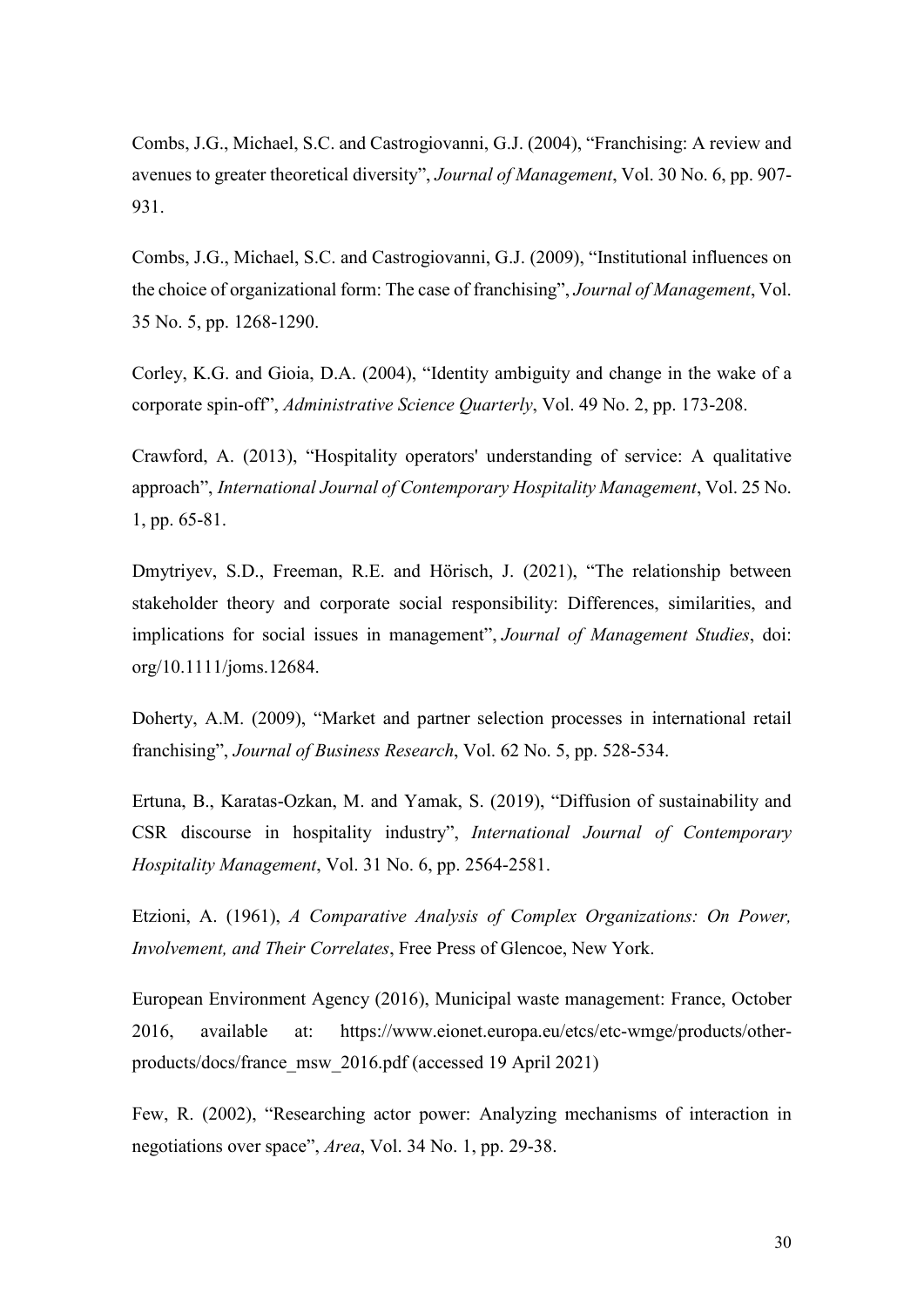Combs, J.G., Michael, S.C. and Castrogiovanni, G.J. (2004), "Franchising: A review and avenues to greater theoretical diversity", *Journal of Management*, Vol. 30 No. 6, pp. 907-931.

Combs, J.G., Michael, S.C. and Castrogiovanni, G.J. (2009), "Institutional influences on the choice of organizational form: The case of franchising", *Journal of Management*, Vol. 35 No. 5, pp. 1268-1290.

Corley, K.G. and Gioia, D.A. (2004), "Identity ambiguity and change in the wake of a corporate spin-off", *Administrative Science Quarterly*, Vol. 49 No. 2, pp. 173-208.

Crawford, A. (2013), "Hospitality operators' understanding of service: A qualitative approach", *International Journal of Contemporary Hospitality Management*, Vol. 25 No. 1, pp. 65-81.

Dmytriyev, S.D., Freeman, R.E. and Hörisch, J. (2021), "The relationship between stakeholder theory and corporate social responsibility: Differences, similarities, and implications for social issues in management", *Journal of Management Studies*, doi: org/10.1111/joms.12684.

Doherty, A.M. (2009), "Market and partner selection processes in international retail franchising", *Journal of Business Research*, Vol. 62 No. 5, pp. 528-534.

Ertuna, B., Karatas-Ozkan, M. and Yamak, S. (2019), "Diffusion of sustainability and CSR discourse in hospitality industry", *International Journal of Contemporary Hospitality Management*, Vol. 31 No. 6, pp. 2564-2581.

Etzioni, A. (1961), *A Comparative Analysis of Complex Organizations: On Power, Involvement, and Their Correlates*, Free Press of Glencoe, New York.

European Environment Agency (2016), Municipal waste management: France, October 2016, available at: https://www.eionet.europa.eu/etcs/etc-wmge/products/other-products/docs/france_msw_2016.pdf (accessed 19 April 2021)

Few, R. (2002), "Researching actor power: Analyzing mechanisms of interaction in negotiations over space", *Area*, Vol. 34 No. 1, pp. 29-38.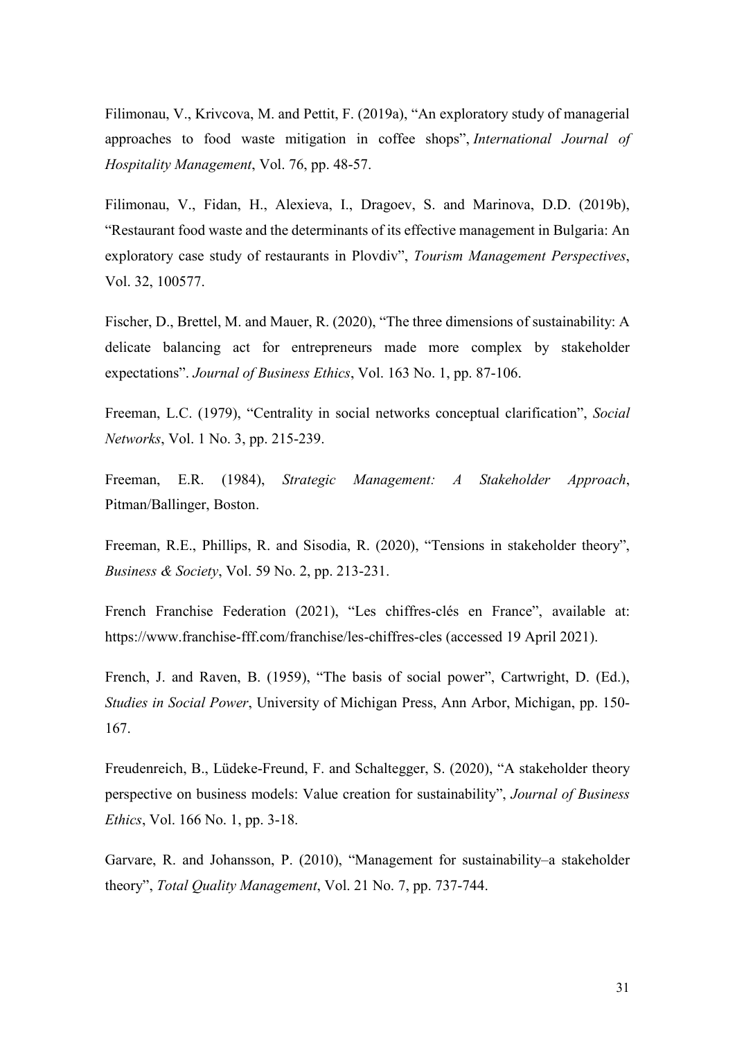Filimonau, V., Krivcova, M. and Pettit, F. (2019a), "An exploratory study of managerial approaches to food waste mitigation in coffee shops", *International Journal of Hospitality Management*, Vol. 76, pp. 48-57.

Filimonau, V., Fidan, H., Alexieva, I., Dragoev, S. and Marinova, D.D. (2019b), "Restaurant food waste and the determinants of its effective management in Bulgaria: An exploratory case study of restaurants in Plovdiv", *Tourism Management Perspectives*, Vol. 32, 100577.

Fischer, D., Brettel, M. and Mauer, R. (2020), "The three dimensions of sustainability: A delicate balancing act for entrepreneurs made more complex by stakeholder expectations". *Journal of Business Ethics*, Vol. 163 No. 1, pp. 87-106.

Freeman, L.C. (1979), "Centrality in social networks conceptual clarification", *Social Networks*, Vol. 1 No. 3, pp. 215-239.

Freeman, E.R. (1984), *Strategic Management: A Stakeholder Approach*, Pitman/Ballinger, Boston.

Freeman, R.E., Phillips, R. and Sisodia, R. (2020), "Tensions in stakeholder theory", *Business & Society*, Vol. 59 No. 2, pp. 213-231.

French Franchise Federation (2021), "Les chiffres-clés en France", available at: https://www.franchise-fff.com/franchise/les-chiffres-cles (accessed 19 April 2021).

French, J. and Raven, B. (1959), "The basis of social power", Cartwright, D. (Ed.), *Studies in Social Power*, University of Michigan Press, Ann Arbor, Michigan, pp. 150-167.

Freudenreich, B., Lüdeke-Freund, F. and Schaltegger, S. (2020), "A stakeholder theory perspective on business models: Value creation for sustainability", *Journal of Business Ethics*, Vol. 166 No. 1, pp. 3-18.

Garvare, R. and Johansson, P. (2010), "Management for sustainability–a stakeholder theory", *Total Quality Management*, Vol. 21 No. 7, pp. 737-744.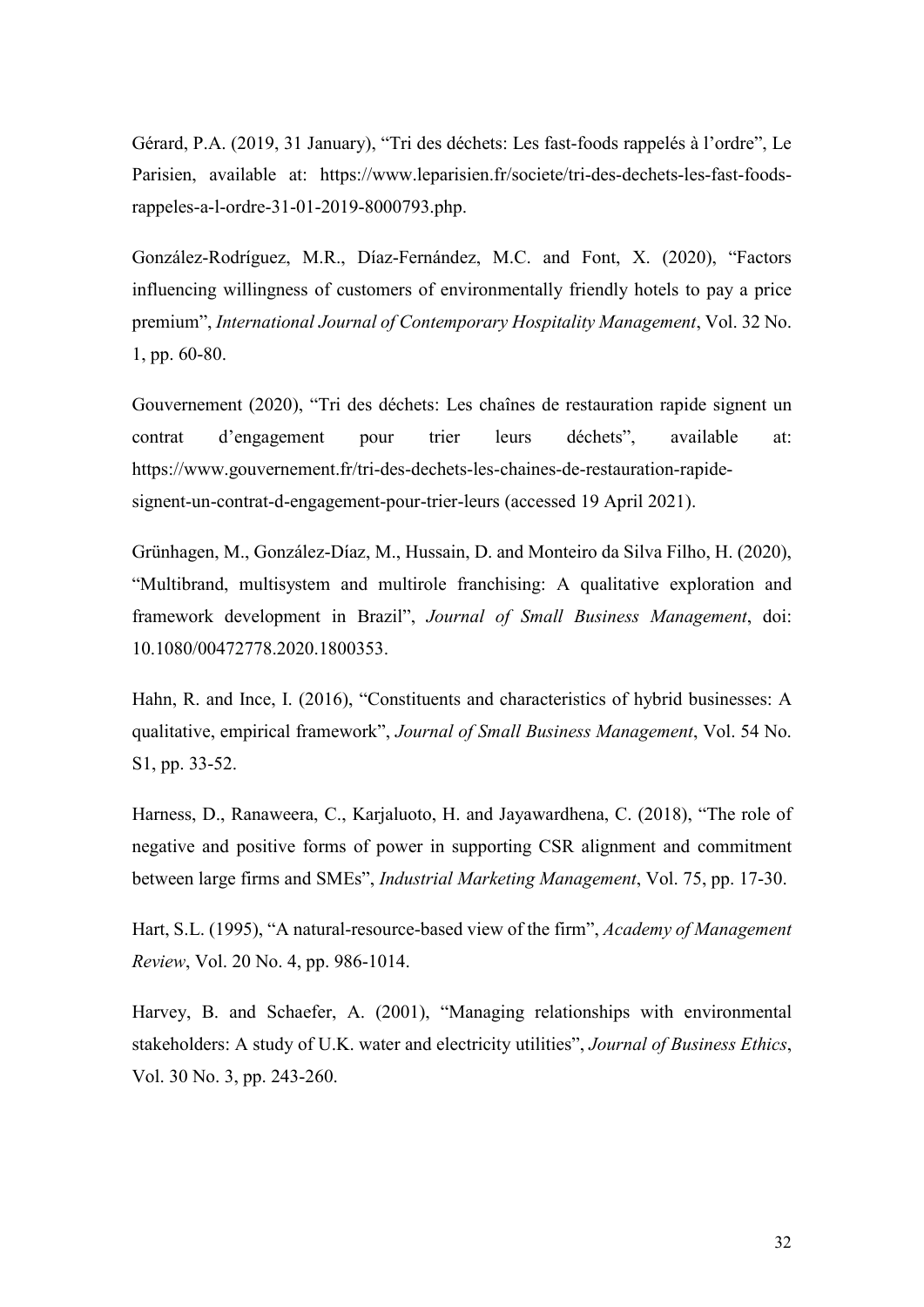Gérard, P.A. (2019, 31 January), "Tri des déchets: Les fast-foods rappelés à l'ordre", Le Parisien, available at: https://www.leparisien.fr/societe/tri-des-dechets-les-fast-foods-rappeles-a-l-ordre-31-01-2019-8000793.php.

González-Rodríguez, M.R., Díaz-Fernández, M.C. and Font, X. (2020), "Factors influencing willingness of customers of environmentally friendly hotels to pay a price premium", *International Journal of Contemporary Hospitality Management*, Vol. 32 No. 1, pp. 60-80.

Gouvernement (2020), "Tri des déchets: Les chaînes de restauration rapide signent un contrat d'engagement pour trier leurs déchets", available at: https://www.gouvernement.fr/tri-des-dechets-les-chaines-de-restauration-rapide-signent-un-contrat-d-engagement-pour-trier-leurs (accessed 19 April 2021).

Grünhagen, M., González-Díaz, M., Hussain, D. and Monteiro da Silva Filho, H. (2020), "Multibrand, multisystem and multirole franchising: A qualitative exploration and framework development in Brazil", *Journal of Small Business Management*, doi: 10.1080/00472778.2020.1800353.

Hahn, R. and Ince, I. (2016), "Constituents and characteristics of hybrid businesses: A qualitative, empirical framework", *Journal of Small Business Management*, Vol. 54 No. S1, pp. 33-52.

Harness, D., Ranaweera, C., Karjaluoto, H. and Jayawardhena, C. (2018), "The role of negative and positive forms of power in supporting CSR alignment and commitment between large firms and SMEs", *Industrial Marketing Management*, Vol. 75, pp. 17-30.

Hart, S.L. (1995), "A natural-resource-based view of the firm", *Academy of Management Review*, Vol. 20 No. 4, pp. 986-1014.

Harvey, B. and Schaefer, A. (2001), "Managing relationships with environmental stakeholders: A study of U.K. water and electricity utilities", *Journal of Business Ethics*, Vol. 30 No. 3, pp. 243-260.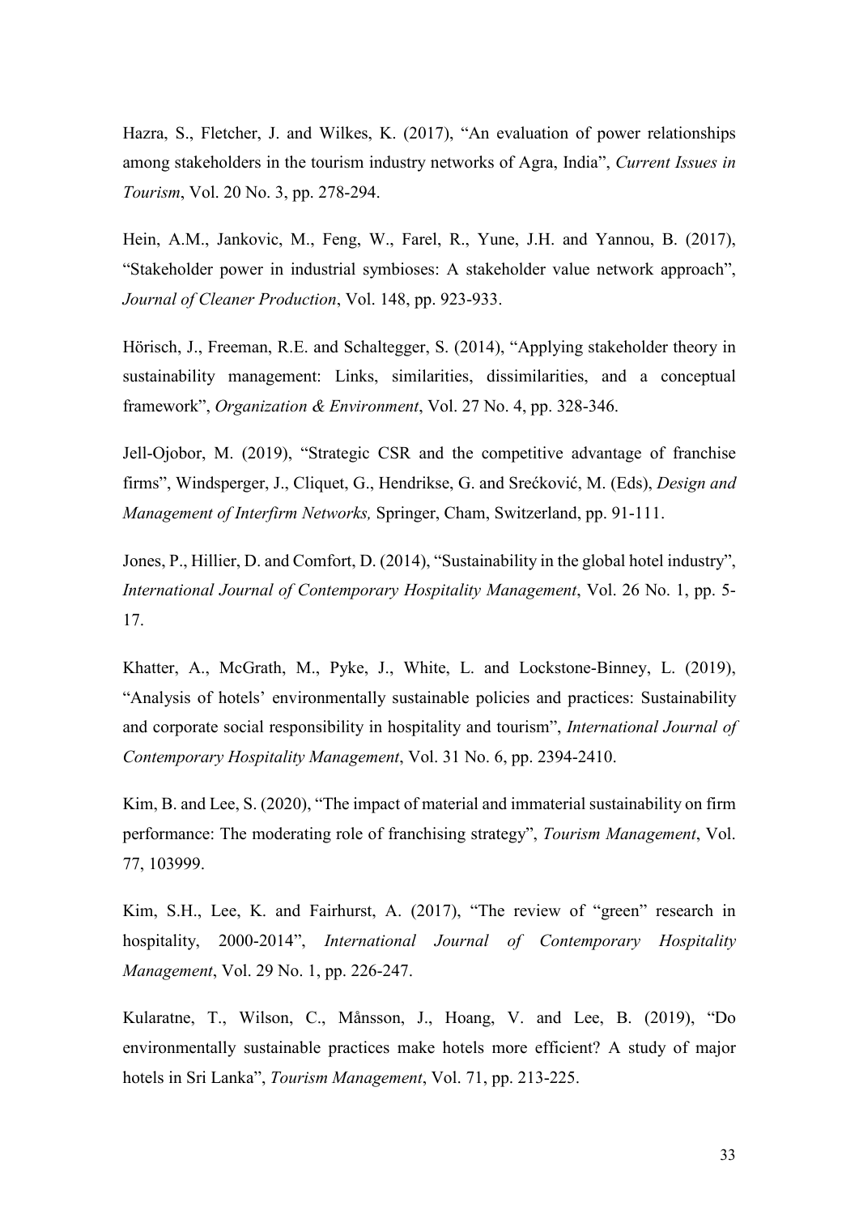Hazra, S., Fletcher, J. and Wilkes, K. (2017), "An evaluation of power relationships among stakeholders in the tourism industry networks of Agra, India", *Current Issues in Tourism*, Vol. 20 No. 3, pp. 278-294.

Hein, A.M., Jankovic, M., Feng, W., Farel, R., Yune, J.H. and Yannou, B. (2017), "Stakeholder power in industrial symbioses: A stakeholder value network approach", *Journal of Cleaner Production*, Vol. 148, pp. 923-933.

Hörisch, J., Freeman, R.E. and Schaltegger, S. (2014), "Applying stakeholder theory in sustainability management: Links, similarities, dissimilarities, and a conceptual framework", *Organization & Environment*, Vol. 27 No. 4, pp. 328-346.

Jell-Ojobor, M. (2019), "Strategic CSR and the competitive advantage of franchise firms", Windsperger, J., Cliquet, G., Hendrikse, G. and Srećković, M. (Eds), *Design and Management of Interfirm Networks,* Springer, Cham, Switzerland, pp. 91-111.

Jones, P., Hillier, D. and Comfort, D. (2014), "Sustainability in the global hotel industry", *International Journal of Contemporary Hospitality Management*, Vol. 26 No. 1, pp. 5-17.

Khatter, A., McGrath, M., Pyke, J., White, L. and Lockstone-Binney, L. (2019), "Analysis of hotels' environmentally sustainable policies and practices: Sustainability and corporate social responsibility in hospitality and tourism", *International Journal of Contemporary Hospitality Management*, Vol. 31 No. 6, pp. 2394-2410.

Kim, B. and Lee, S. (2020), "The impact of material and immaterial sustainability on firm performance: The moderating role of franchising strategy", *Tourism Management*, Vol. 77, 103999.

Kim, S.H., Lee, K. and Fairhurst, A. (2017), "The review of "green" research in hospitality, 2000-2014", *International Journal of Contemporary Hospitality Management*, Vol. 29 No. 1, pp. 226-247.

Kularatne, T., Wilson, C., Månsson, J., Hoang, V. and Lee, B. (2019), "Do environmentally sustainable practices make hotels more efficient? A study of major hotels in Sri Lanka", *Tourism Management*, Vol. 71, pp. 213-225.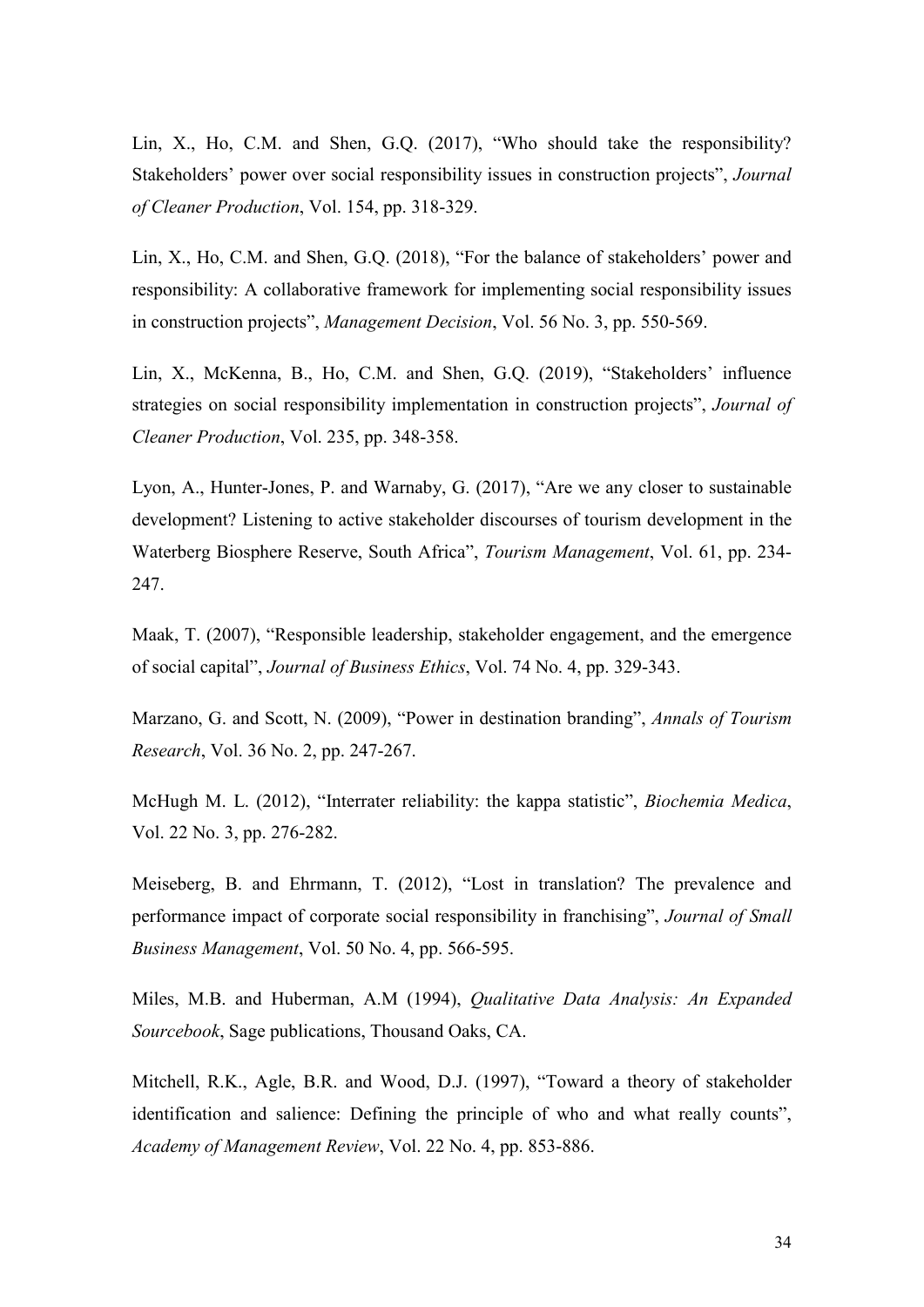Lin, X., Ho, C.M. and Shen, G.Q. (2017), "Who should take the responsibility? Stakeholders' power over social responsibility issues in construction projects", *Journal of Cleaner Production*, Vol. 154, pp. 318-329.

Lin, X., Ho, C.M. and Shen, G.Q. (2018), "For the balance of stakeholders' power and responsibility: A collaborative framework for implementing social responsibility issues in construction projects", *Management Decision*, Vol. 56 No. 3, pp. 550-569.

Lin, X., McKenna, B., Ho, C.M. and Shen, G.Q. (2019), "Stakeholders' influence strategies on social responsibility implementation in construction projects", *Journal of Cleaner Production*, Vol. 235, pp. 348-358.

Lyon, A., Hunter-Jones, P. and Warnaby, G. (2017), "Are we any closer to sustainable development? Listening to active stakeholder discourses of tourism development in the Waterberg Biosphere Reserve, South Africa", *Tourism Management*, Vol. 61, pp. 234-247.

Maak, T. (2007), "Responsible leadership, stakeholder engagement, and the emergence of social capital", *Journal of Business Ethics*, Vol. 74 No. 4, pp. 329-343.

Marzano, G. and Scott, N. (2009), "Power in destination branding", *Annals of Tourism Research*, Vol. 36 No. 2, pp. 247-267.

McHugh M. L. (2012), "Interrater reliability: the kappa statistic", *Biochemia Medica*, Vol. 22 No. 3, pp. 276-282.

Meiseberg, B. and Ehrmann, T. (2012), "Lost in translation? The prevalence and performance impact of corporate social responsibility in franchising", *Journal of Small Business Management*, Vol. 50 No. 4, pp. 566-595.

Miles, M.B. and Huberman, A.M (1994), *Qualitative Data Analysis: An Expanded Sourcebook*, Sage publications, Thousand Oaks, CA.

Mitchell, R.K., Agle, B.R. and Wood, D.J. (1997), "Toward a theory of stakeholder identification and salience: Defining the principle of who and what really counts", *Academy of Management Review*, Vol. 22 No. 4, pp. 853-886.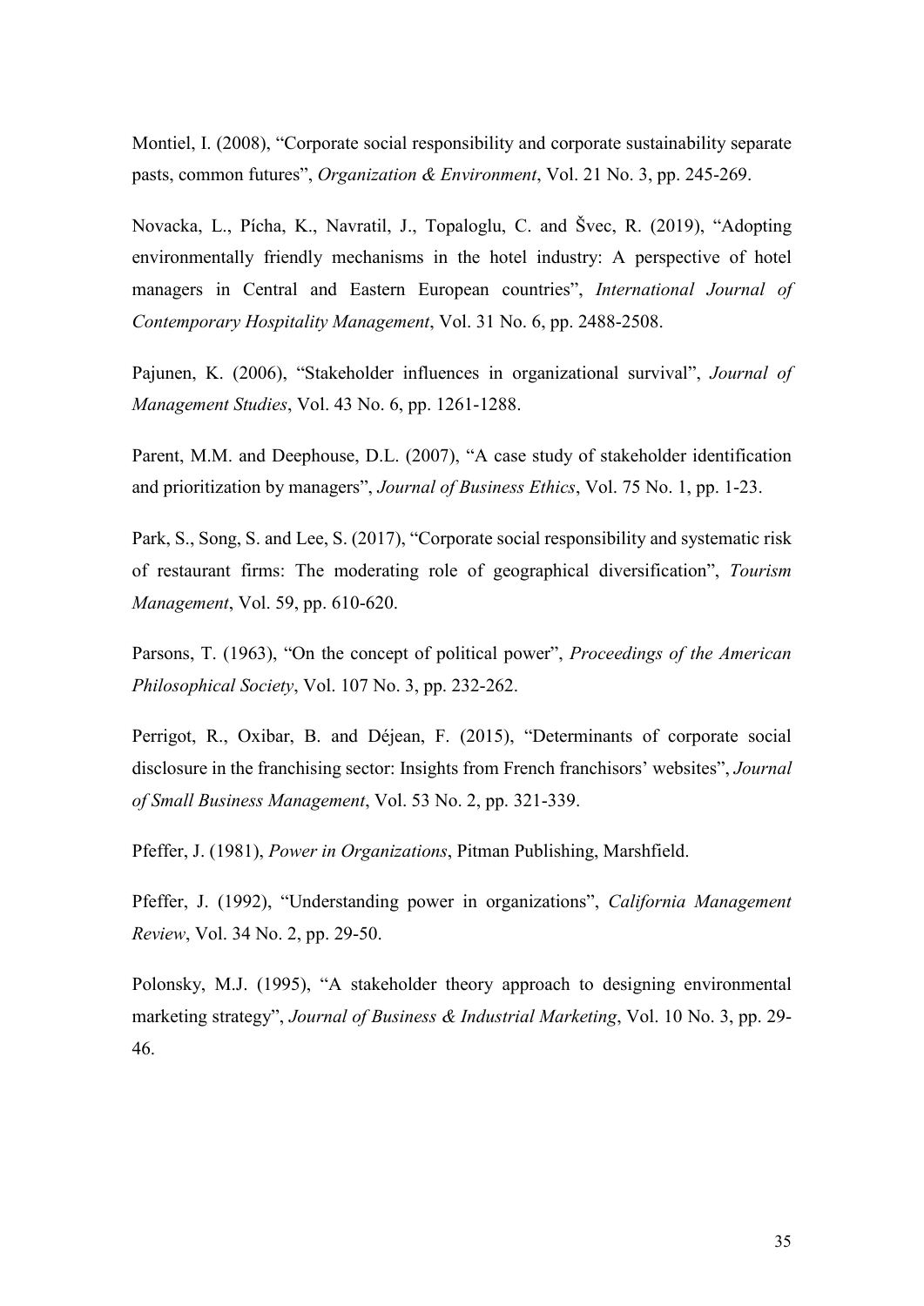Montiel, I. (2008), "Corporate social responsibility and corporate sustainability separate pasts, common futures", *Organization & Environment*, Vol. 21 No. 3, pp. 245-269.

Novacka, L., Pícha, K., Navratil, J., Topaloglu, C. and Švec, R. (2019), "Adopting environmentally friendly mechanisms in the hotel industry: A perspective of hotel managers in Central and Eastern European countries", *International Journal of Contemporary Hospitality Management*, Vol. 31 No. 6, pp. 2488-2508.

Pajunen, K. (2006), "Stakeholder influences in organizational survival", *Journal of Management Studies*, Vol. 43 No. 6, pp. 1261-1288.

Parent, M.M. and Deephouse, D.L. (2007), "A case study of stakeholder identification and prioritization by managers", *Journal of Business Ethics*, Vol. 75 No. 1, pp. 1-23.

Park, S., Song, S. and Lee, S. (2017), "Corporate social responsibility and systematic risk of restaurant firms: The moderating role of geographical diversification", *Tourism Management*, Vol. 59, pp. 610-620.

Parsons, T. (1963), "On the concept of political power", *Proceedings of the American Philosophical Society*, Vol. 107 No. 3, pp. 232-262.

Perrigot, R., Oxibar, B. and Déjean, F. (2015), "Determinants of corporate social disclosure in the franchising sector: Insights from French franchisors' websites", *Journal of Small Business Management*, Vol. 53 No. 2, pp. 321-339.

Pfeffer, J. (1981), *Power in Organizations*, Pitman Publishing, Marshfield.

Pfeffer, J. (1992), "Understanding power in organizations", *California Management Review*, Vol. 34 No. 2, pp. 29-50.

Polonsky, M.J. (1995), "A stakeholder theory approach to designing environmental marketing strategy", *Journal of Business & Industrial Marketing*, Vol. 10 No. 3, pp. 29-46.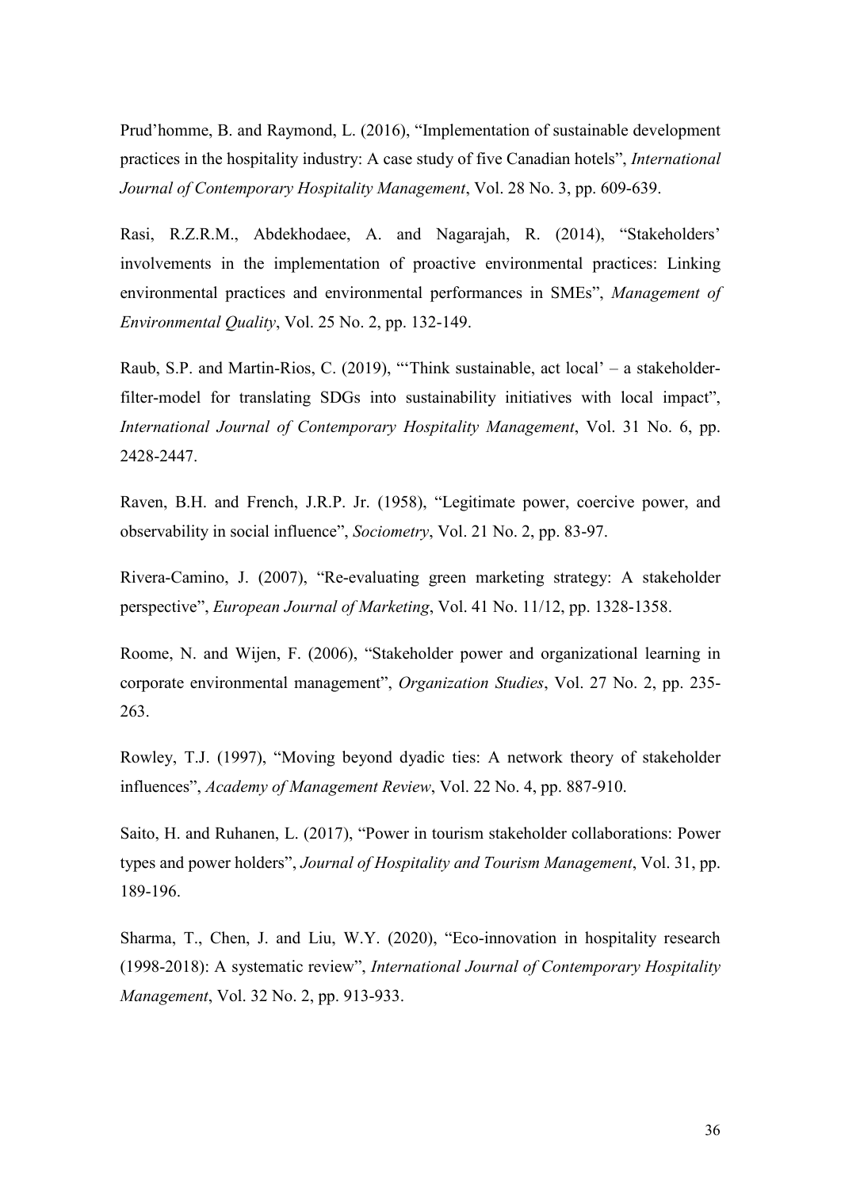Prud'homme, B. and Raymond, L. (2016), "Implementation of sustainable development practices in the hospitality industry: A case study of five Canadian hotels", *International Journal of Contemporary Hospitality Management*, Vol. 28 No. 3, pp. 609-639.

Rasi, R.Z.R.M., Abdekhodaee, A. and Nagarajah, R. (2014), "Stakeholders' involvements in the implementation of proactive environmental practices: Linking environmental practices and environmental performances in SMEs", *Management of Environmental Quality*, Vol. 25 No. 2, pp. 132-149.

Raub, S.P. and Martin-Rios, C. (2019), "'Think sustainable, act local' – a stakeholder-filter-model for translating SDGs into sustainability initiatives with local impact", *International Journal of Contemporary Hospitality Management*, Vol. 31 No. 6, pp. 2428-2447.

Raven, B.H. and French, J.R.P. Jr. (1958), "Legitimate power, coercive power, and observability in social influence", *Sociometry*, Vol. 21 No. 2, pp. 83-97.

Rivera-Camino, J. (2007), "Re-evaluating green marketing strategy: A stakeholder perspective", *European Journal of Marketing*, Vol. 41 No. 11/12, pp. 1328-1358.

Roome, N. and Wijen, F. (2006), "Stakeholder power and organizational learning in corporate environmental management", *Organization Studies*, Vol. 27 No. 2, pp. 235-263.

Rowley, T.J. (1997), "Moving beyond dyadic ties: A network theory of stakeholder influences", *Academy of Management Review*, Vol. 22 No. 4, pp. 887-910.

Saito, H. and Ruhanen, L. (2017), "Power in tourism stakeholder collaborations: Power types and power holders", *Journal of Hospitality and Tourism Management*, Vol. 31, pp. 189-196.

Sharma, T., Chen, J. and Liu, W.Y. (2020), "Eco-innovation in hospitality research (1998-2018): A systematic review", *International Journal of Contemporary Hospitality Management*, Vol. 32 No. 2, pp. 913-933.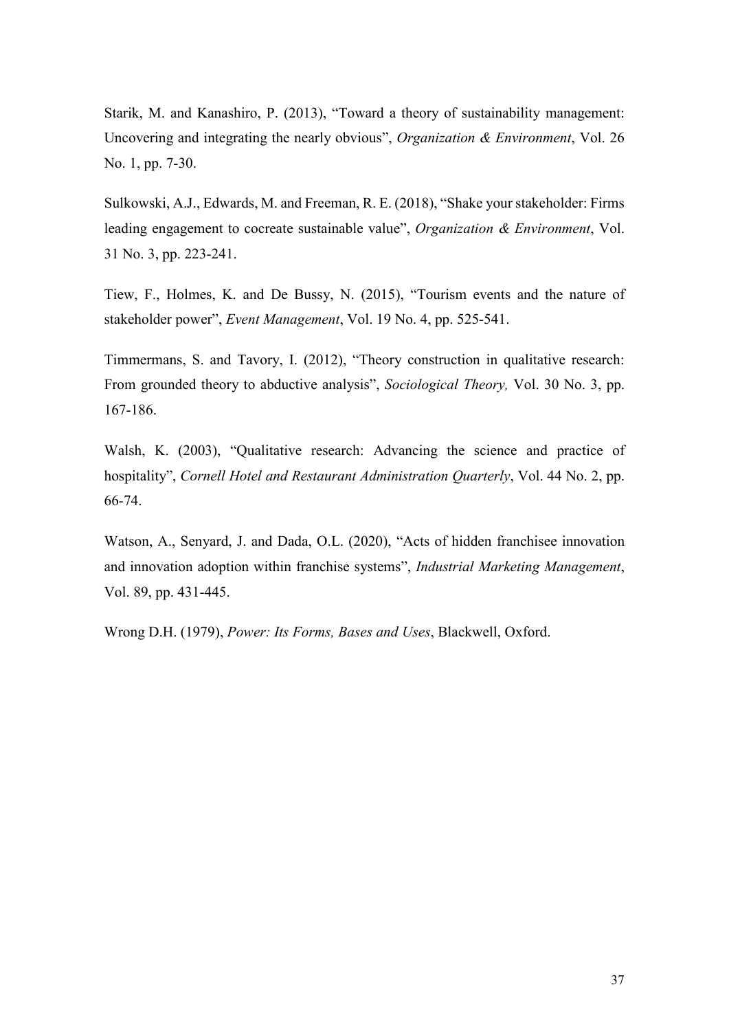Starik, M. and Kanashiro, P. (2013), "Toward a theory of sustainability management: Uncovering and integrating the nearly obvious", *Organization & Environment*, Vol. 26 No. 1, pp. 7-30.

Sulkowski, A.J., Edwards, M. and Freeman, R. E. (2018), "Shake your stakeholder: Firms leading engagement to cocreate sustainable value", *Organization & Environment*, Vol. 31 No. 3, pp. 223-241.

Tiew, F., Holmes, K. and De Bussy, N. (2015), "Tourism events and the nature of stakeholder power", *Event Management*, Vol. 19 No. 4, pp. 525-541.

Timmermans, S. and Tavory, I. (2012), "Theory construction in qualitative research: From grounded theory to abductive analysis", *Sociological Theory,* Vol. 30 No. 3, pp. 167-186.

Walsh, K. (2003), "Qualitative research: Advancing the science and practice of hospitality", *Cornell Hotel and Restaurant Administration Quarterly*, Vol. 44 No. 2, pp. 66-74.

Watson, A., Senyard, J. and Dada, O.L. (2020), "Acts of hidden franchisee innovation and innovation adoption within franchise systems", *Industrial Marketing Management*, Vol. 89, pp. 431-445.

Wrong D.H. (1979), *Power: Its Forms, Bases and Uses*, Blackwell, Oxford.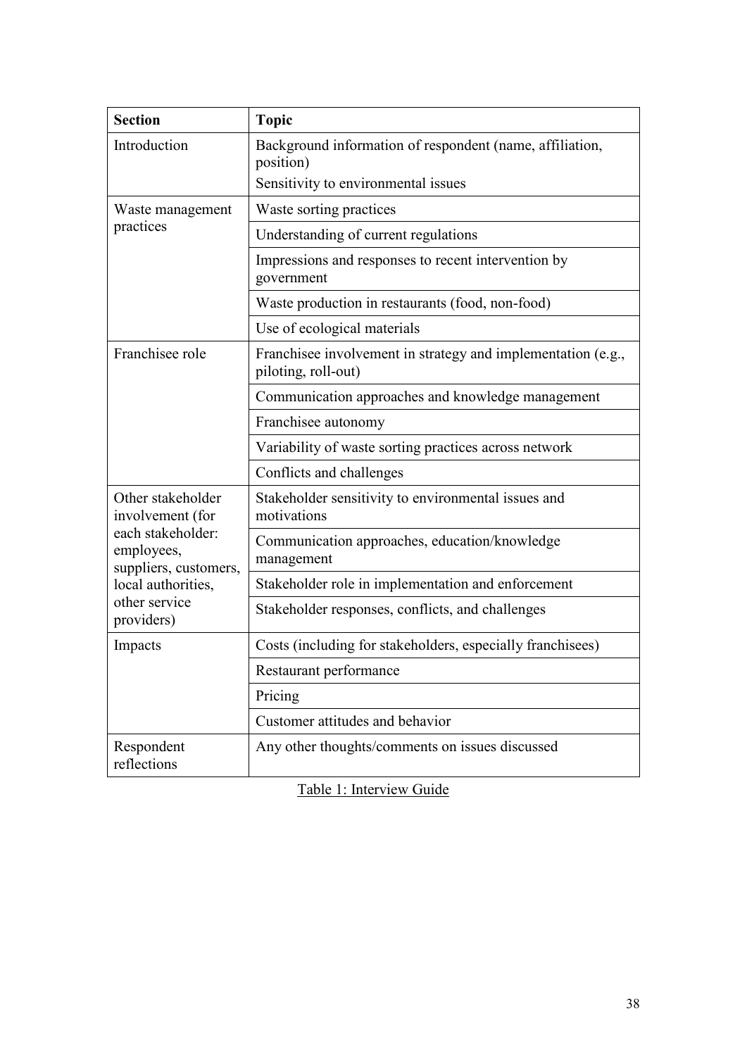| Section | Topic |
|---|---|
| Introduction | Background information of respondent (name, affiliation, position)<br>Sensitivity to environmental issues |
| Waste management practices | Waste sorting practices |
| | Understanding of current regulations |
| | Impressions and responses to recent intervention by government |
| | Waste production in restaurants (food, non-food) |
| | Use of ecological materials |
| Franchisee role | Franchisee involvement in strategy and implementation (e.g., piloting, roll-out) |
| | Communication approaches and knowledge management |
| | Franchisee autonomy |
| | Variability of waste sorting practices across network |
| | Conflicts and challenges |
| Other stakeholder involvement (for each stakeholder: employees, suppliers, customers, local authorities, other service providers) | Stakeholder sensitivity to environmental issues and motivations |
| | Communication approaches, education/knowledge management |
| | Stakeholder role in implementation and enforcement |
| | Stakeholder responses, conflicts, and challenges |
| Impacts | Costs (including for stakeholders, especially franchisees) |
| | Restaurant performance |
| | Pricing |
| | Customer attitudes and behavior |
| Respondent reflections | Any other thoughts/comments on issues discussed |

Table 1: Interview Guide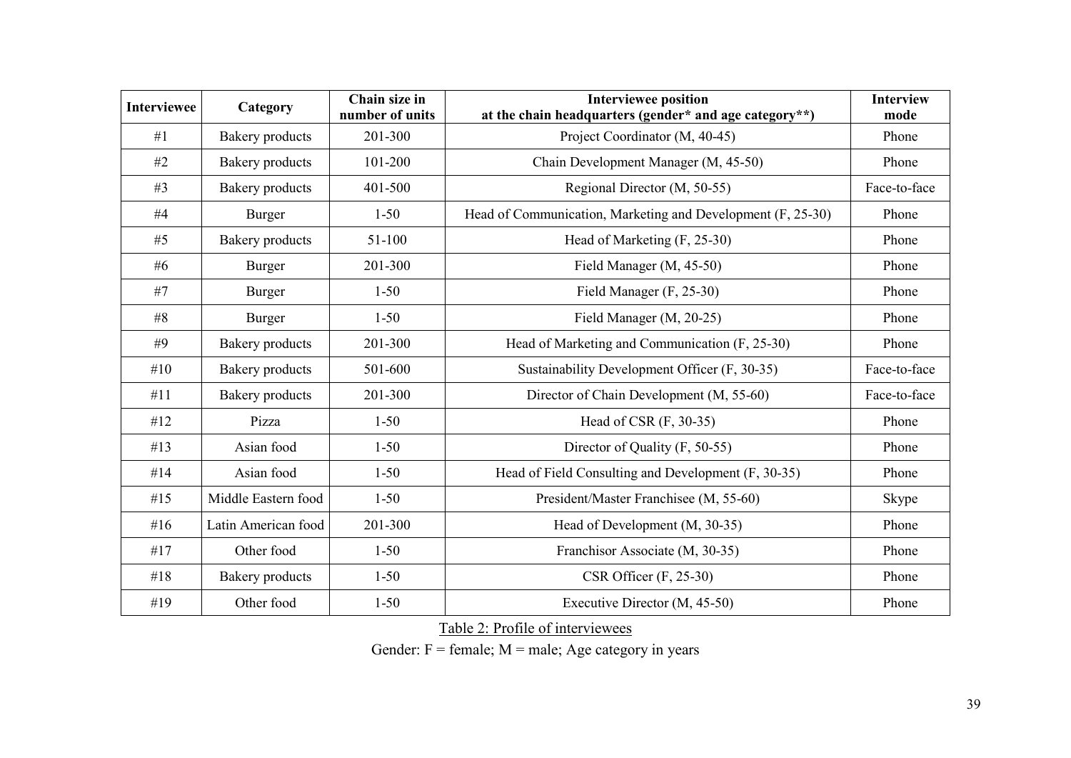| Interviewee | Category | Chain size in number of units | Interviewee position at the chain headquarters (gender* and age category**) | Interview mode |
|---|---|---|---|---|
| #1 | Bakery products | 201-300 | Project Coordinator (M, 40-45) | Phone |
| #2 | Bakery products | 101-200 | Chain Development Manager (M, 45-50) | Phone |
| #3 | Bakery products | 401-500 | Regional Director (M, 50-55) | Face-to-face |
| #4 | Burger | 1-50 | Head of Communication, Marketing and Development (F, 25-30) | Phone |
| #5 | Bakery products | 51-100 | Head of Marketing (F, 25-30) | Phone |
| #6 | Burger | 201-300 | Field Manager (M, 45-50) | Phone |
| #7 | Burger | 1-50 | Field Manager (F, 25-30) | Phone |
| #8 | Burger | 1-50 | Field Manager (M, 20-25) | Phone |
| #9 | Bakery products | 201-300 | Head of Marketing and Communication (F, 25-30) | Phone |
| #10 | Bakery products | 501-600 | Sustainability Development Officer (F, 30-35) | Face-to-face |
| #11 | Bakery products | 201-300 | Director of Chain Development (M, 55-60) | Face-to-face |
| #12 | Pizza | 1-50 | Head of CSR (F, 30-35) | Phone |
| #13 | Asian food | 1-50 | Director of Quality (F, 50-55) | Phone |
| #14 | Asian food | 1-50 | Head of Field Consulting and Development (F, 30-35) | Phone |
| #15 | Middle Eastern food | 1-50 | President/Master Franchisee (M, 55-60) | Skype |
| #16 | Latin American food | 201-300 | Head of Development (M, 30-35) | Phone |
| #17 | Other food | 1-50 | Franchisor Associate (M, 30-35) | Phone |
| #18 | Bakery products | 1-50 | CSR Officer (F, 25-30) | Phone |
| #19 | Other food | 1-50 | Executive Director (M, 45-50) | Phone |

Table 2: Profile of interviewees

Gender: F = female; M = male; Age category in years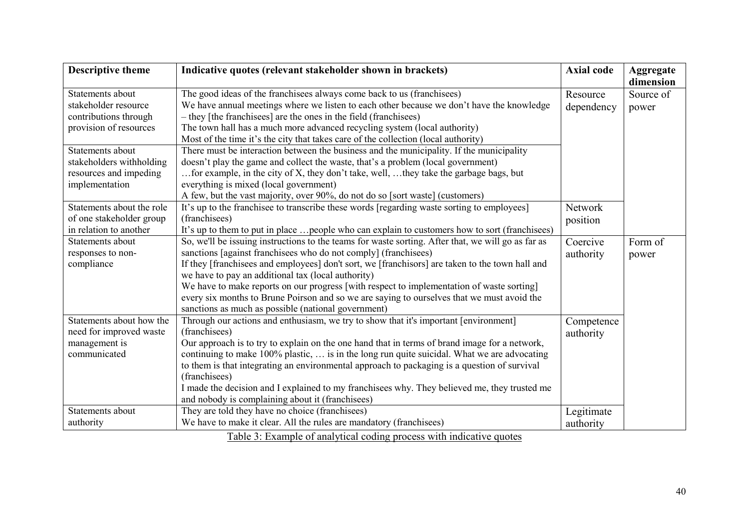| Descriptive theme | Indicative quotes (relevant stakeholder shown in brackets) | Axial code | Aggregate dimension |
|---|---|---|---|
| Statements about stakeholder resource contributions through provision of resources | The good ideas of the franchisees always come back to us (franchisees)<br>We have annual meetings where we listen to each other because we don't have the knowledge – they [the franchisees] are the ones in the field (franchisees)<br>The town hall has a much more advanced recycling system (local authority)<br>Most of the time it's the city that takes care of the collection (local authority) | Resource dependency | Source of power |
| Statements about stakeholders withholding resources and impeding implementation | There must be interaction between the business and the municipality. If the municipality doesn't play the game and collect the waste, that's a problem (local government)<br>…for example, in the city of X, they don't take, well, …they take the garbage bags, but everything is mixed (local government)<br>A few, but the vast majority, over 90%, do not do so [sort waste] (customers) | | |
| Statements about the role of one stakeholder group in relation to another | It's up to the franchisee to transcribe these words [regarding waste sorting to employees] (franchisees)<br>It's up to them to put in place …people who can explain to customers how to sort (franchisees) | Network position | |
| Statements about responses to non-compliance | So, we'll be issuing instructions to the teams for waste sorting. After that, we will go as far as sanctions [against franchisees who do not comply] (franchisees)<br>If they [franchisees and employees] don't sort, we [franchisors] are taken to the town hall and we have to pay an additional tax (local authority)<br>We have to make reports on our progress [with respect to implementation of waste sorting] every six months to Brune Poirson and so we are saying to ourselves that we must avoid the sanctions as much as possible (national government) | Coercive authority | Form of power |
| Statements about how the need for improved waste management is communicated | Through our actions and enthusiasm, we try to show that it's important [environment] (franchisees)<br>Our approach is to try to explain on the one hand that in terms of brand image for a network, continuing to make 100% plastic, … is in the long run quite suicidal. What we are advocating to them is that integrating an environmental approach to packaging is a question of survival (franchisees)<br>I made the decision and I explained to my franchisees why. They believed me, they trusted me and nobody is complaining about it (franchisees) | Competence authority | |
| Statements about authority | They are told they have no choice (franchisees)<br>We have to make it clear. All the rules are mandatory (franchisees) | Legitimate authority | |

Table 3: Example of analytical coding process with indicative quotes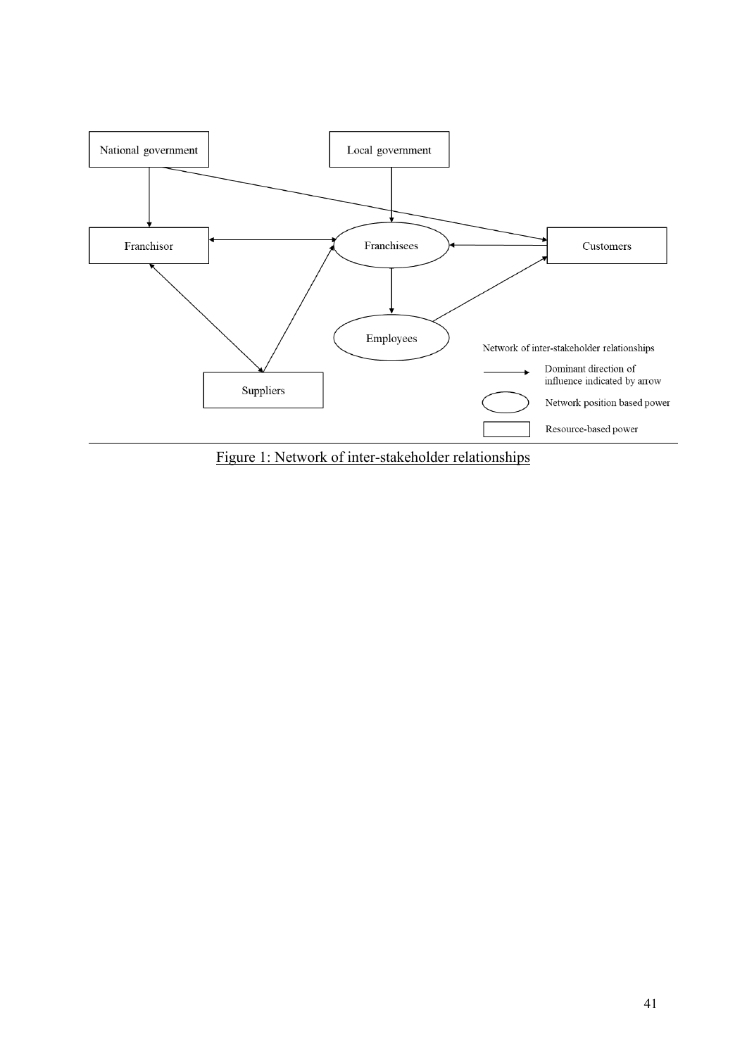National government

Local government

Franchisor

Franchisees

Customers

Employees

Suppliers

Network of inter-stakeholder relationships

Dominant direction of influence indicated by arrow

Network position based power

Resource-based power

Figure 1: Network of inter-stakeholder relationships